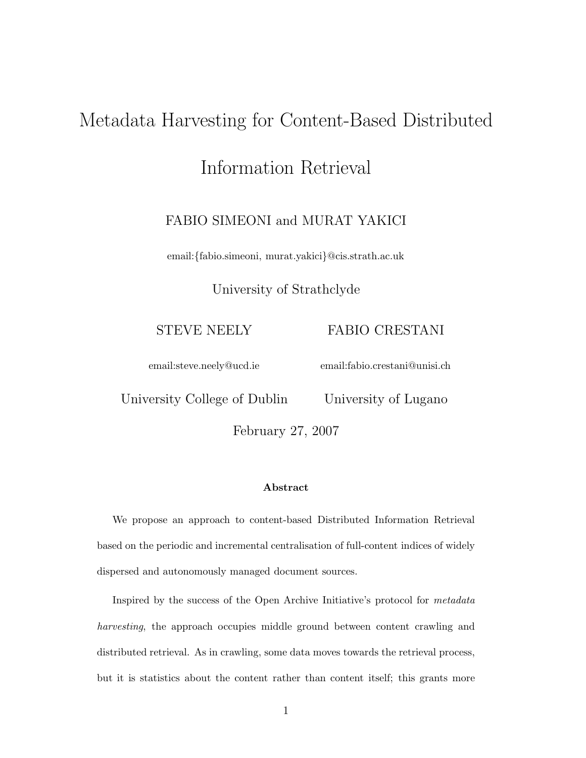# Metadata Harvesting for Content-Based Distributed Information Retrieval

FABIO SIMEONI and MURAT YAKICI

email:{fabio.simeoni, murat.yakici}@cis.strath.ac.uk

University of Strathclyde

STEVE NEELY

email:steve.neely@ucd.ie

University College of Dublin

FABIO CRESTANI

email:fabio.crestani@unisi.ch

University of Lugano

February 27, 2007

**Abstract**

We propose an approach to content-based Distributed Information Retrieval based on the periodic and incremental centralisation of full-content indices of widely dispersed and autonomously managed document sources.

Inspired by the success of the Open Archive Initiative's protocol for *metadata harvesting*, the approach occupies middle ground between content crawling and distributed retrieval. As in crawling, some data moves towards the retrieval process, but it is statistics about the content rather than content itself; this grants more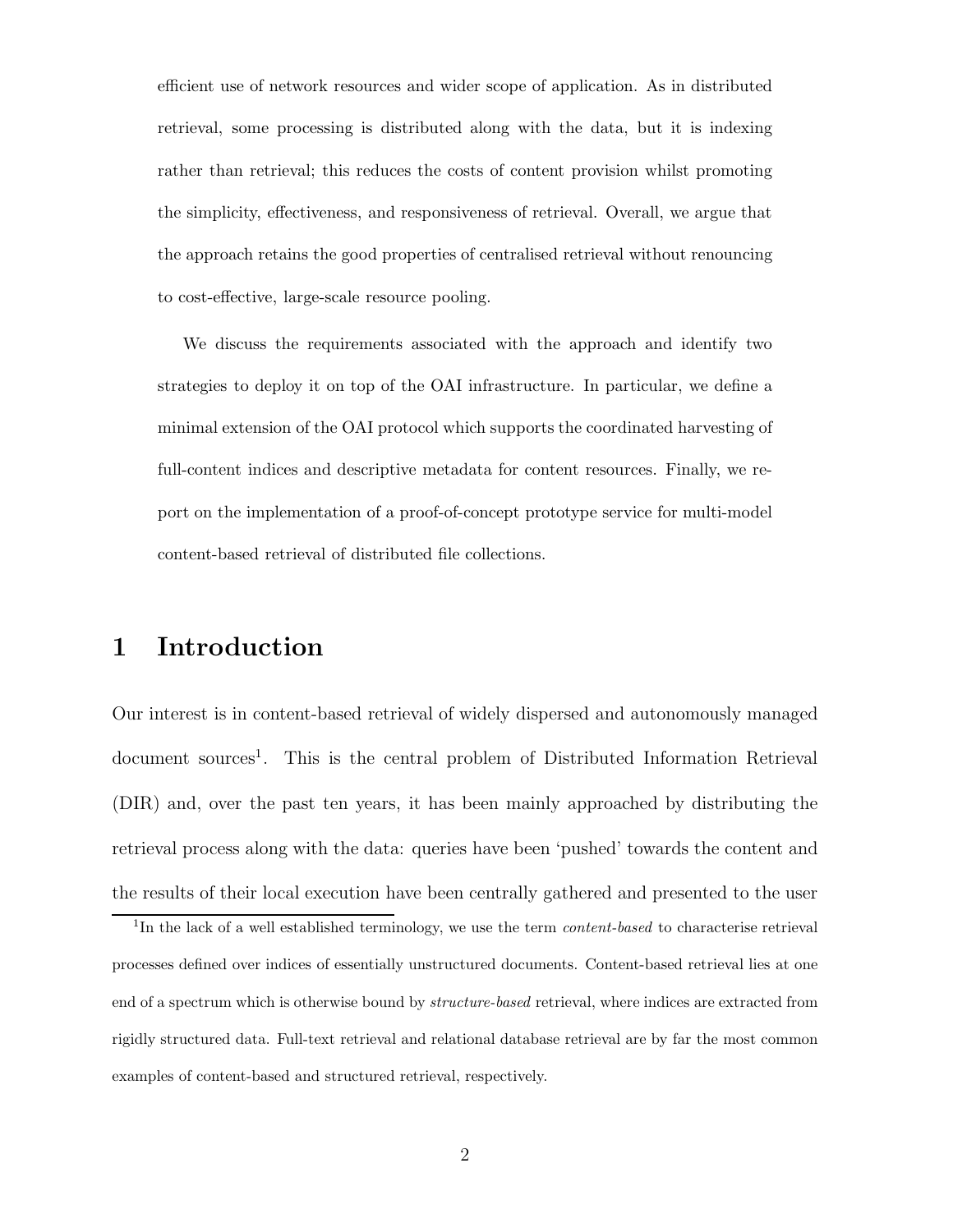efficient use of network resources and wider scope of application. As in distributed retrieval, some processing is distributed along with the data, but it is indexing rather than retrieval; this reduces the costs of content provision whilst promoting the simplicity, effectiveness, and responsiveness of retrieval. Overall, we argue that the approach retains the good properties of centralised retrieval without renouncing to cost-effective, large-scale resource pooling.

We discuss the requirements associated with the approach and identify two strategies to deploy it on top of the OAI infrastructure. In particular, we define a minimal extension of the OAI protocol which supports the coordinated harvesting of full-content indices and descriptive metadata for content resources. Finally, we report on the implementation of a proof-of-concept prototype service for multi-model content-based retrieval of distributed file collections.

# 1 Introduction

Our interest is in content-based retrieval of widely dispersed and autonomously managed document sources[1]. This is the central problem of Distributed Information Retrieval (DIR) and, over the past ten years, it has been mainly approached by distributing the retrieval process along with the data: queries have been 'pushed' towards the content and the results of their local execution have been centrally gathered and presented to the user

[1] In the lack of a well established terminology, we use the term *content-based* to characterise retrieval processes defined over indices of essentially unstructured documents. Content-based retrieval lies at one end of a spectrum which is otherwise bound by *structure-based* retrieval, where indices are extracted from rigidly structured data. Full-text retrieval and relational database retrieval are by far the most common examples of content-based and structured retrieval, respectively.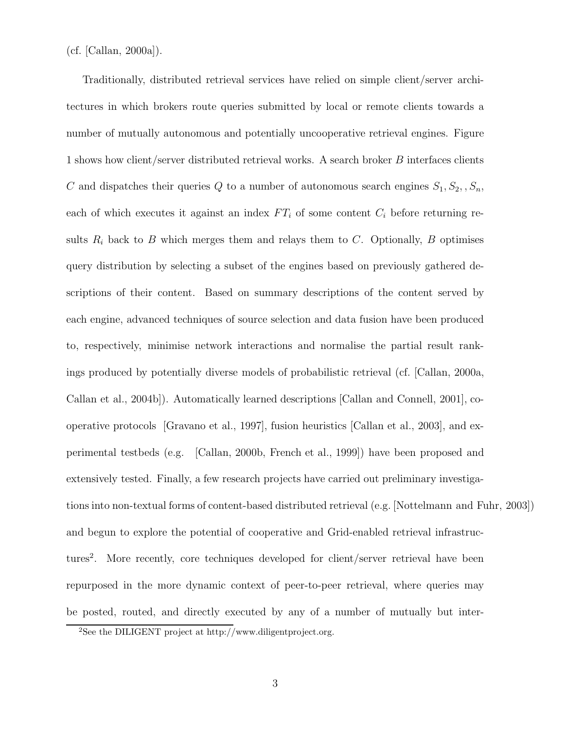(cf. [Callan, 2000a]).

Traditionally, distributed retrieval services have relied on simple client/server architectures in which brokers route queries submitted by local or remote clients towards a number of mutually autonomous and potentially uncooperative retrieval engines. Figure 1 shows how client/server distributed retrieval works. A search broker $B$ interfaces clients $C$ and dispatches their queries $Q$ to a number of autonomous search engines $S_1, S_2, , S_n$, each of which executes it against an index $FT_i$ of some content $C_i$ before returning results $R_i$ back to $B$ which merges them and relays them to $C$. Optionally, $B$ optimises query distribution by selecting a subset of the engines based on previously gathered descriptions of their content. Based on summary descriptions of the content served by each engine, advanced techniques of source selection and data fusion have been produced to, respectively, minimise network interactions and normalise the partial result rankings produced by potentially diverse models of probabilistic retrieval (cf. [Callan, 2000a, Callan et al., 2004b]). Automatically learned descriptions [Callan and Connell, 2001], cooperative protocols [Gravano et al., 1997], fusion heuristics [Callan et al., 2003], and experimental testbeds (e.g. [Callan, 2000b, French et al., 1999]) have been proposed and extensively tested. Finally, a few research projects have carried out preliminary investigations into non-textual forms of content-based distributed retrieval (e.g. [Nottelmann and Fuhr, 2003]) and begun to explore the potential of cooperative and Grid-enabled retrieval infrastructures[2]. More recently, core techniques developed for client/server retrieval have been repurposed in the more dynamic context of peer-to-peer retrieval, where queries may be posted, routed, and directly executed by any of a number of mutually but inter-

[2]See the DILIGENT project at http://www.diligentproject.org.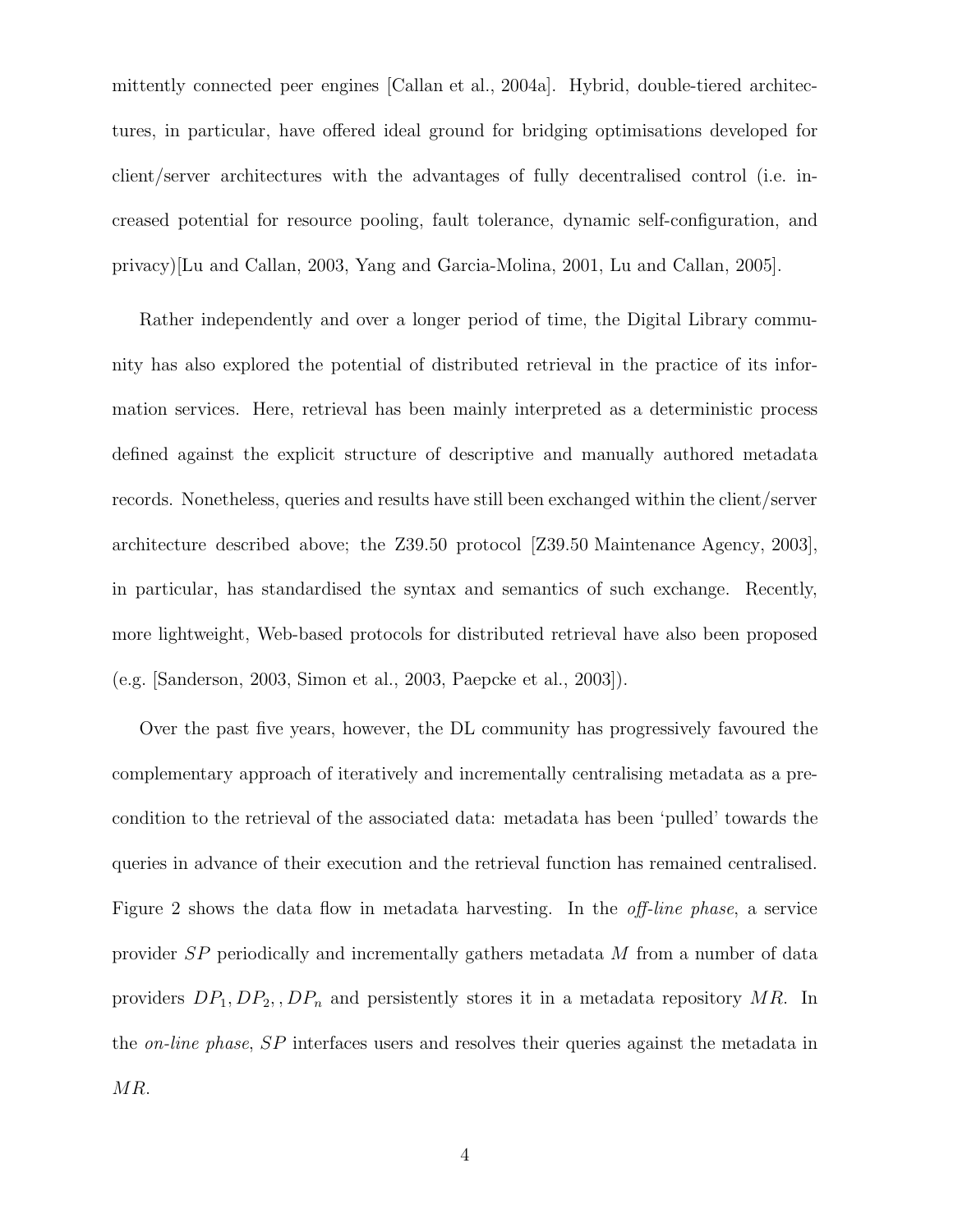mittently connected peer engines [Callan et al., 2004a]. Hybrid, double-tiered architectures, in particular, have offered ideal ground for bridging optimisations developed for client/server architectures with the advantages of fully decentralised control (i.e. increased potential for resource pooling, fault tolerance, dynamic self-configuration, and privacy)[Lu and Callan, 2003, Yang and Garcia-Molina, 2001, Lu and Callan, 2005].

Rather independently and over a longer period of time, the Digital Library community has also explored the potential of distributed retrieval in the practice of its information services. Here, retrieval has been mainly interpreted as a deterministic process defined against the explicit structure of descriptive and manually authored metadata records. Nonetheless, queries and results have still been exchanged within the client/server architecture described above; the Z39.50 protocol [Z39.50 Maintenance Agency, 2003], in particular, has standardised the syntax and semantics of such exchange. Recently, more lightweight, Web-based protocols for distributed retrieval have also been proposed (e.g. [Sanderson, 2003, Simon et al., 2003, Paepcke et al., 2003]).

Over the past five years, however, the DL community has progressively favoured the complementary approach of iteratively and incrementally centralising metadata as a precondition to the retrieval of the associated data: metadata has been 'pulled' towards the queries in advance of their execution and the retrieval function has remained centralised. Figure 2 shows the data flow in metadata harvesting. In the *off-line phase*, a service provider $SP$ periodically and incrementally gathers metadata $M$ from a number of data providers $DP_1, DP_2, , DP_n$ and persistently stores it in a metadata repository $MR$. In the *on-line phase*, $SP$ interfaces users and resolves their queries against the metadata in $MR$.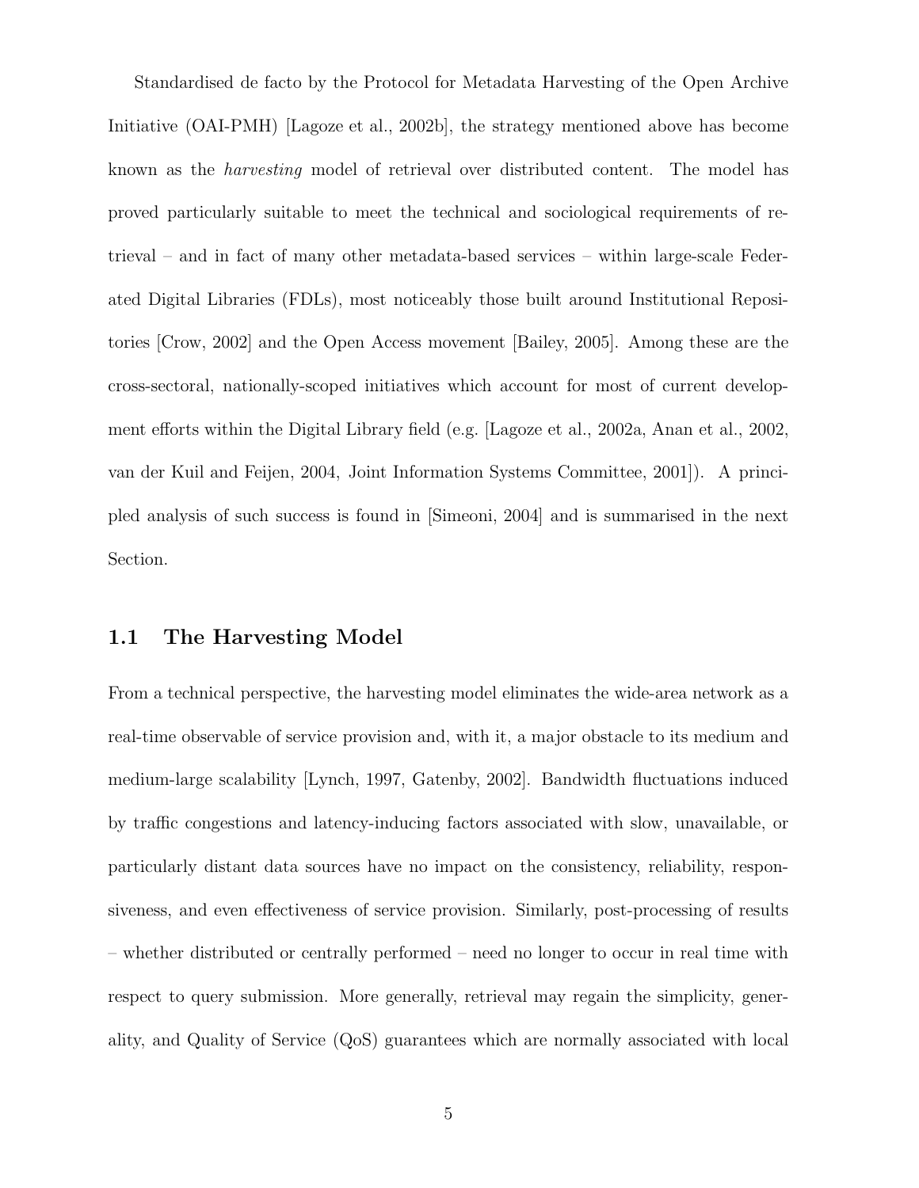Standardised de facto by the Protocol for Metadata Harvesting of the Open Archive Initiative (OAI-PMH) [Lagoze et al., 2002b], the strategy mentioned above has become known as the *harvesting* model of retrieval over distributed content. The model has proved particularly suitable to meet the technical and sociological requirements of retrieval – and in fact of many other metadata-based services – within large-scale Federated Digital Libraries (FDLs), most noticeably those built around Institutional Repositories [Crow, 2002] and the Open Access movement [Bailey, 2005]. Among these are the cross-sectoral, nationally-scoped initiatives which account for most of current development efforts within the Digital Library field (e.g. [Lagoze et al., 2002a, Anan et al., 2002, van der Kuil and Feijen, 2004, Joint Information Systems Committee, 2001]). A principled analysis of such success is found in [Simeoni, 2004] and is summarised in the next Section.

## 1.1 The Harvesting Model

From a technical perspective, the harvesting model eliminates the wide-area network as a real-time observable of service provision and, with it, a major obstacle to its medium and medium-large scalability [Lynch, 1997, Gatenby, 2002]. Bandwidth fluctuations induced by traffic congestions and latency-inducing factors associated with slow, unavailable, or particularly distant data sources have no impact on the consistency, reliability, responsiveness, and even effectiveness of service provision. Similarly, post-processing of results – whether distributed or centrally performed – need no longer to occur in real time with respect to query submission. More generally, retrieval may regain the simplicity, generality, and Quality of Service (QoS) guarantees which are normally associated with local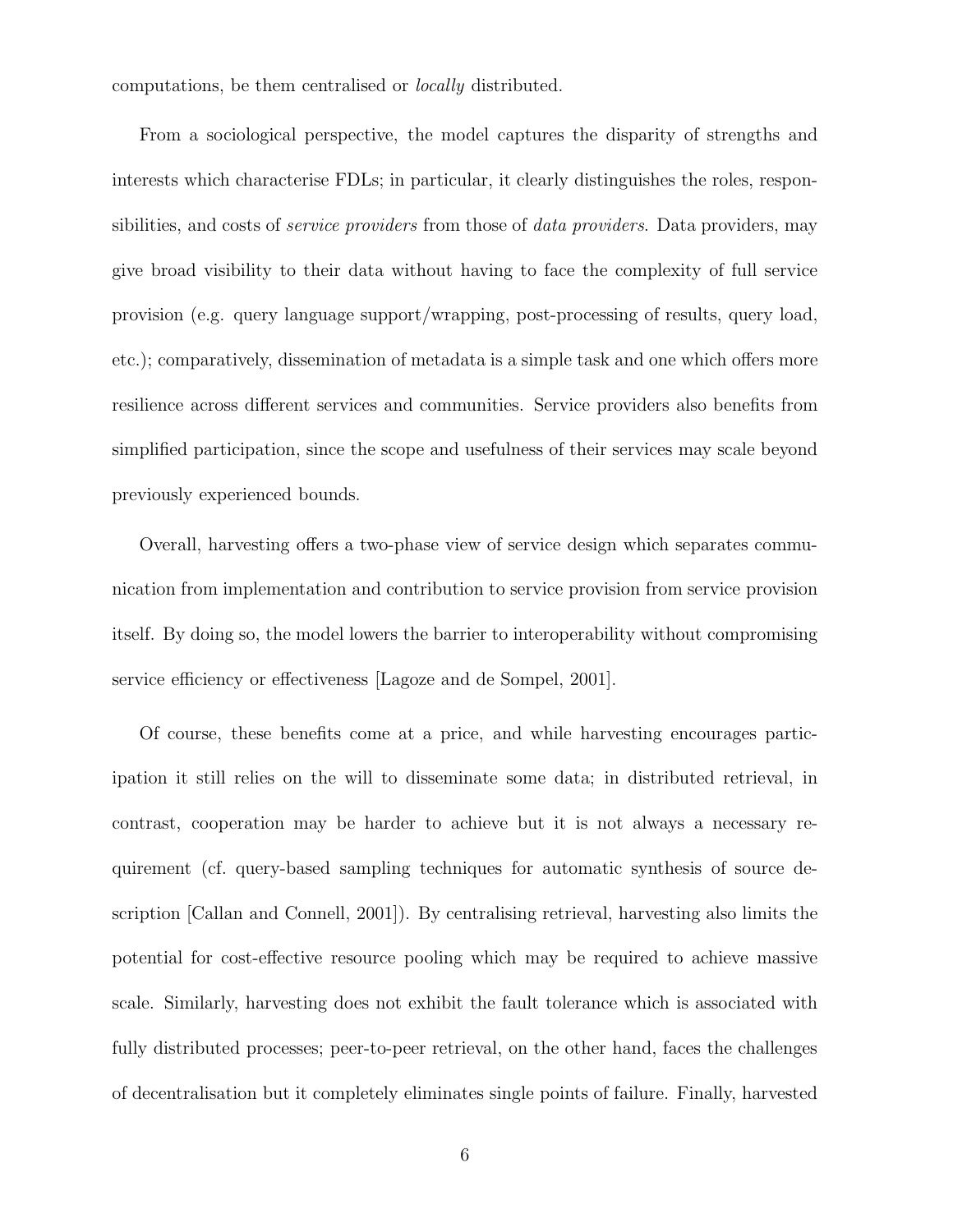computations, be them centralised or *locally* distributed.

From a sociological perspective, the model captures the disparity of strengths and interests which characterise FDLs; in particular, it clearly distinguishes the roles, responsibilities, and costs of *service providers* from those of *data providers*. Data providers, may give broad visibility to their data without having to face the complexity of full service provision (e.g. query language support/wrapping, post-processing of results, query load, etc.); comparatively, dissemination of metadata is a simple task and one which offers more resilience across different services and communities. Service providers also benefits from simplified participation, since the scope and usefulness of their services may scale beyond previously experienced bounds.

Overall, harvesting offers a two-phase view of service design which separates communication from implementation and contribution to service provision from service provision itself. By doing so, the model lowers the barrier to interoperability without compromising service efficiency or effectiveness [Lagoze and de Sompel, 2001].

Of course, these benefits come at a price, and while harvesting encourages participation it still relies on the will to disseminate some data; in distributed retrieval, in contrast, cooperation may be harder to achieve but it is not always a necessary requirement (cf. query-based sampling techniques for automatic synthesis of source description [Callan and Connell, 2001]). By centralising retrieval, harvesting also limits the potential for cost-effective resource pooling which may be required to achieve massive scale. Similarly, harvesting does not exhibit the fault tolerance which is associated with fully distributed processes; peer-to-peer retrieval, on the other hand, faces the challenges of decentralisation but it completely eliminates single points of failure. Finally, harvested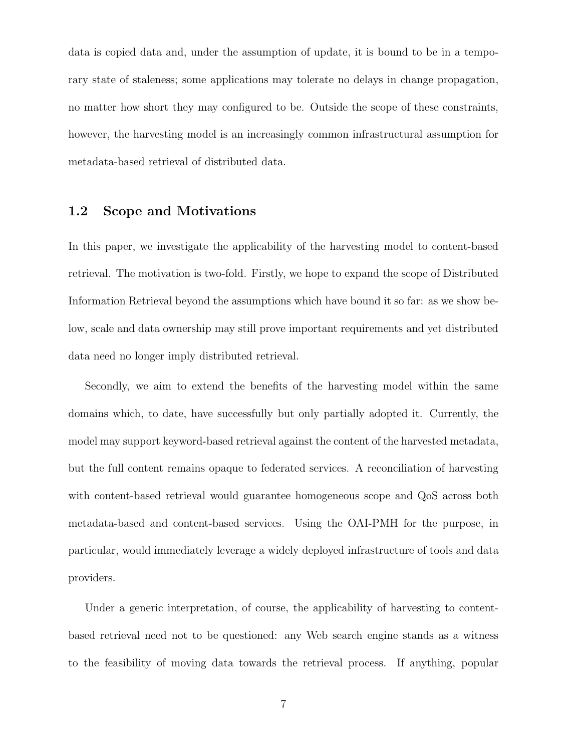data is copied data and, under the assumption of update, it is bound to be in a temporary state of staleness; some applications may tolerate no delays in change propagation, no matter how short they may configured to be. Outside the scope of these constraints, however, the harvesting model is an increasingly common infrastructural assumption for metadata-based retrieval of distributed data.

## 1.2 Scope and Motivations

In this paper, we investigate the applicability of the harvesting model to content-based retrieval. The motivation is two-fold. Firstly, we hope to expand the scope of Distributed Information Retrieval beyond the assumptions which have bound it so far: as we show below, scale and data ownership may still prove important requirements and yet distributed data need no longer imply distributed retrieval.

Secondly, we aim to extend the benefits of the harvesting model within the same domains which, to date, have successfully but only partially adopted it. Currently, the model may support keyword-based retrieval against the content of the harvested metadata, but the full content remains opaque to federated services. A reconciliation of harvesting with content-based retrieval would guarantee homogeneous scope and QoS across both metadata-based and content-based services. Using the OAI-PMH for the purpose, in particular, would immediately leverage a widely deployed infrastructure of tools and data providers.

Under a generic interpretation, of course, the applicability of harvesting to content-based retrieval need not to be questioned: any Web search engine stands as a witness to the feasibility of moving data towards the retrieval process. If anything, popular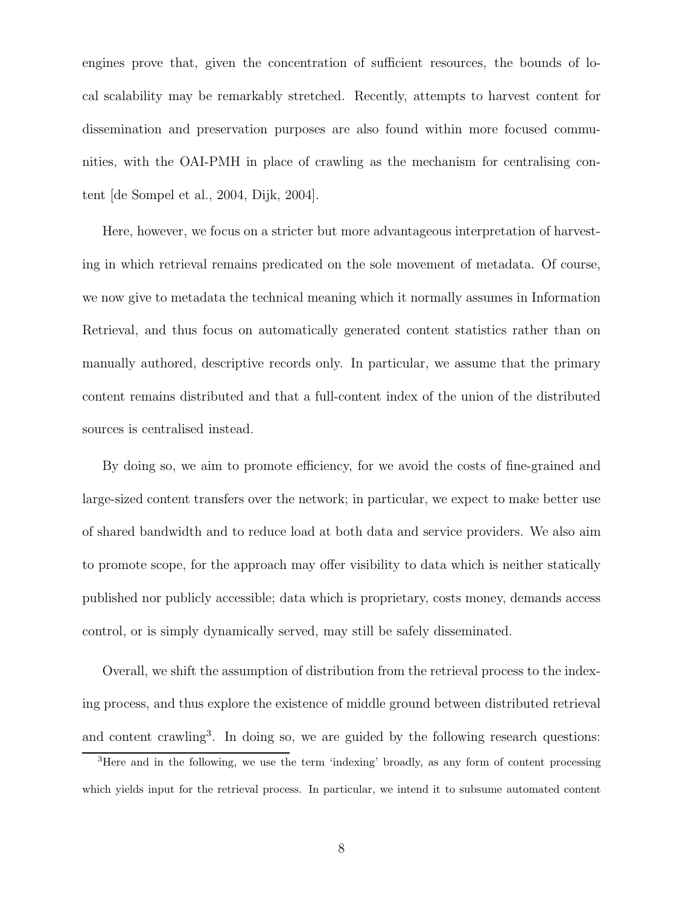engines prove that, given the concentration of sufficient resources, the bounds of local scalability may be remarkably stretched. Recently, attempts to harvest content for dissemination and preservation purposes are also found within more focused communities, with the OAI-PMH in place of crawling as the mechanism for centralising content [de Sompel et al., 2004, Dijk, 2004].

Here, however, we focus on a stricter but more advantageous interpretation of harvesting in which retrieval remains predicated on the sole movement of metadata. Of course, we now give to metadata the technical meaning which it normally assumes in Information Retrieval, and thus focus on automatically generated content statistics rather than on manually authored, descriptive records only. In particular, we assume that the primary content remains distributed and that a full-content index of the union of the distributed sources is centralised instead.

By doing so, we aim to promote efficiency, for we avoid the costs of fine-grained and large-sized content transfers over the network; in particular, we expect to make better use of shared bandwidth and to reduce load at both data and service providers. We also aim to promote scope, for the approach may offer visibility to data which is neither statically published nor publicly accessible; data which is proprietary, costs money, demands access control, or is simply dynamically served, may still be safely disseminated.

Overall, we shift the assumption of distribution from the retrieval process to the indexing process, and thus explore the existence of middle ground between distributed retrieval and content crawling[3]. In doing so, we are guided by the following research questions:

[3] Here and in the following, we use the term 'indexing' broadly, as any form of content processing which yields input for the retrieval process. In particular, we intend it to subsume automated content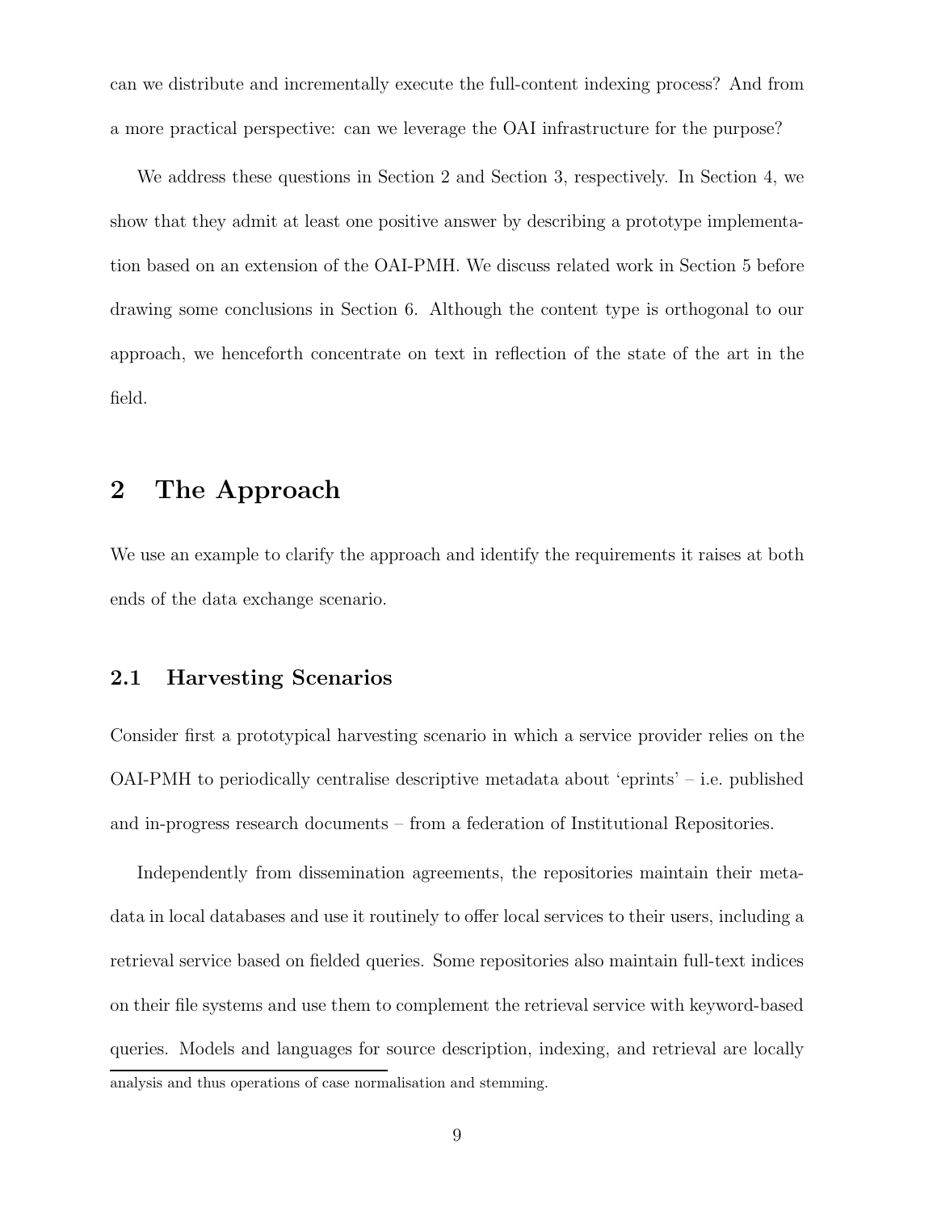can we distribute and incrementally execute the full-content indexing process? And from a more practical perspective: can we leverage the OAI infrastructure for the purpose?

We address these questions in Section 2 and Section 3, respectively. In Section 4, we show that they admit at least one positive answer by describing a prototype implementation based on an extension of the OAI-PMH. We discuss related work in Section 5 before drawing some conclusions in Section 6. Although the content type is orthogonal to our approach, we henceforth concentrate on text in reflection of the state of the art in the field.

## 2 The Approach

We use an example to clarify the approach and identify the requirements it raises at both ends of the data exchange scenario.

### 2.1 Harvesting Scenarios

Consider first a prototypical harvesting scenario in which a service provider relies on the OAI-PMH to periodically centralise descriptive metadata about 'eprints' – i.e. published and in-progress research documents – from a federation of Institutional Repositories.

Independently from dissemination agreements, the repositories maintain their metadata in local databases and use it routinely to offer local services to their users, including a retrieval service based on fielded queries. Some repositories also maintain full-text indices on their file systems and use them to complement the retrieval service with keyword-based queries. Models and languages for source description, indexing, and retrieval are locally

analysis and thus operations of case normalisation and stemming.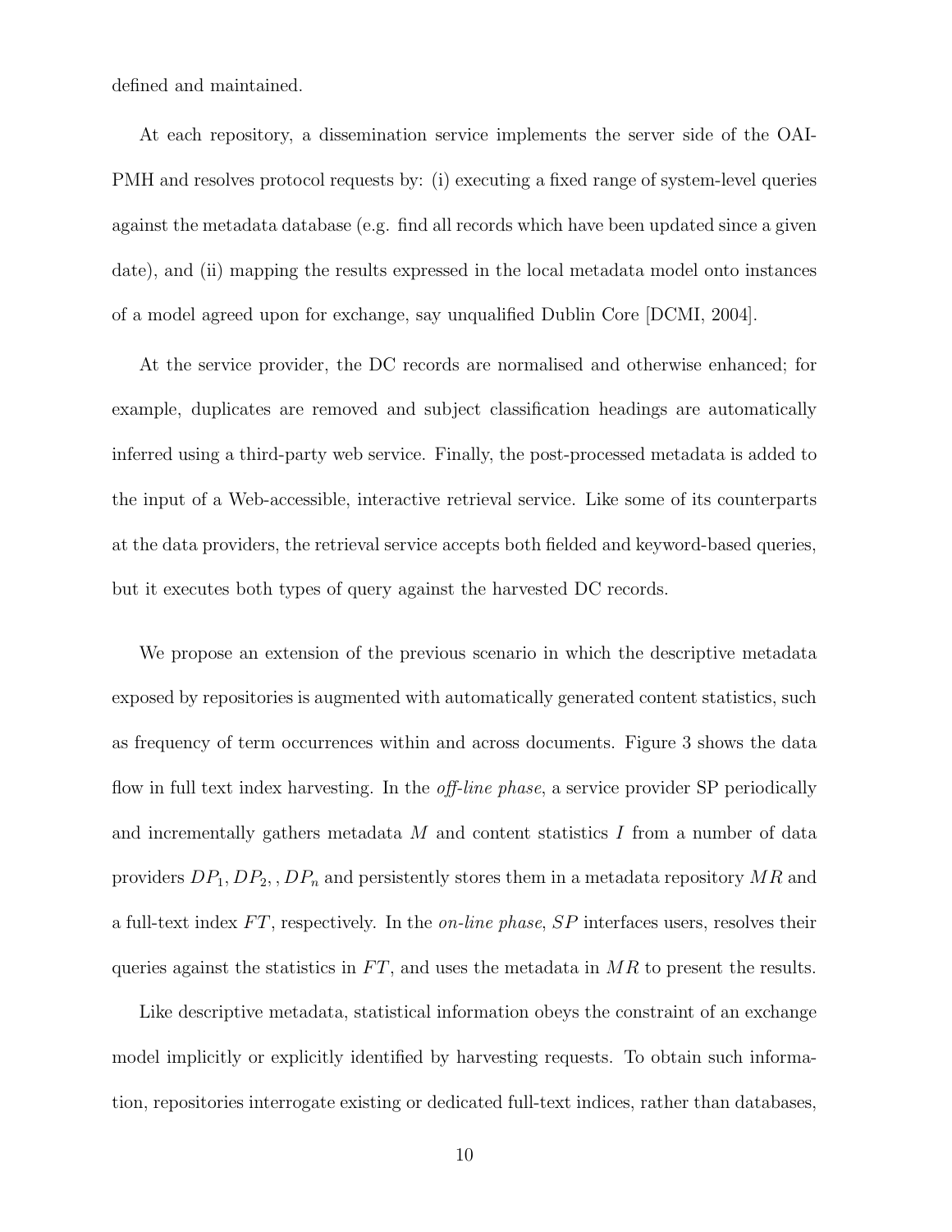defined and maintained.

At each repository, a dissemination service implements the server side of the OAI-PMH and resolves protocol requests by: (i) executing a fixed range of system-level queries against the metadata database (e.g. find all records which have been updated since a given date), and (ii) mapping the results expressed in the local metadata model onto instances of a model agreed upon for exchange, say unqualified Dublin Core [DCMI, 2004].

At the service provider, the DC records are normalised and otherwise enhanced; for example, duplicates are removed and subject classification headings are automatically inferred using a third-party web service. Finally, the post-processed metadata is added to the input of a Web-accessible, interactive retrieval service. Like some of its counterparts at the data providers, the retrieval service accepts both fielded and keyword-based queries, but it executes both types of query against the harvested DC records.

We propose an extension of the previous scenario in which the descriptive metadata exposed by repositories is augmented with automatically generated content statistics, such as frequency of term occurrences within and across documents. Figure 3 shows the data flow in full text index harvesting. In the *off-line phase*, a service provider SP periodically and incrementally gathers metadata $M$ and content statistics $I$ from a number of data providers $DP_1, DP_2, , DP_n$ and persistently stores them in a metadata repository $MR$ and a full-text index $FT$, respectively. In the *on-line phase*, $SP$ interfaces users, resolves their queries against the statistics in $FT$, and uses the metadata in $MR$ to present the results.

Like descriptive metadata, statistical information obeys the constraint of an exchange model implicitly or explicitly identified by harvesting requests. To obtain such information, repositories interrogate existing or dedicated full-text indices, rather than databases,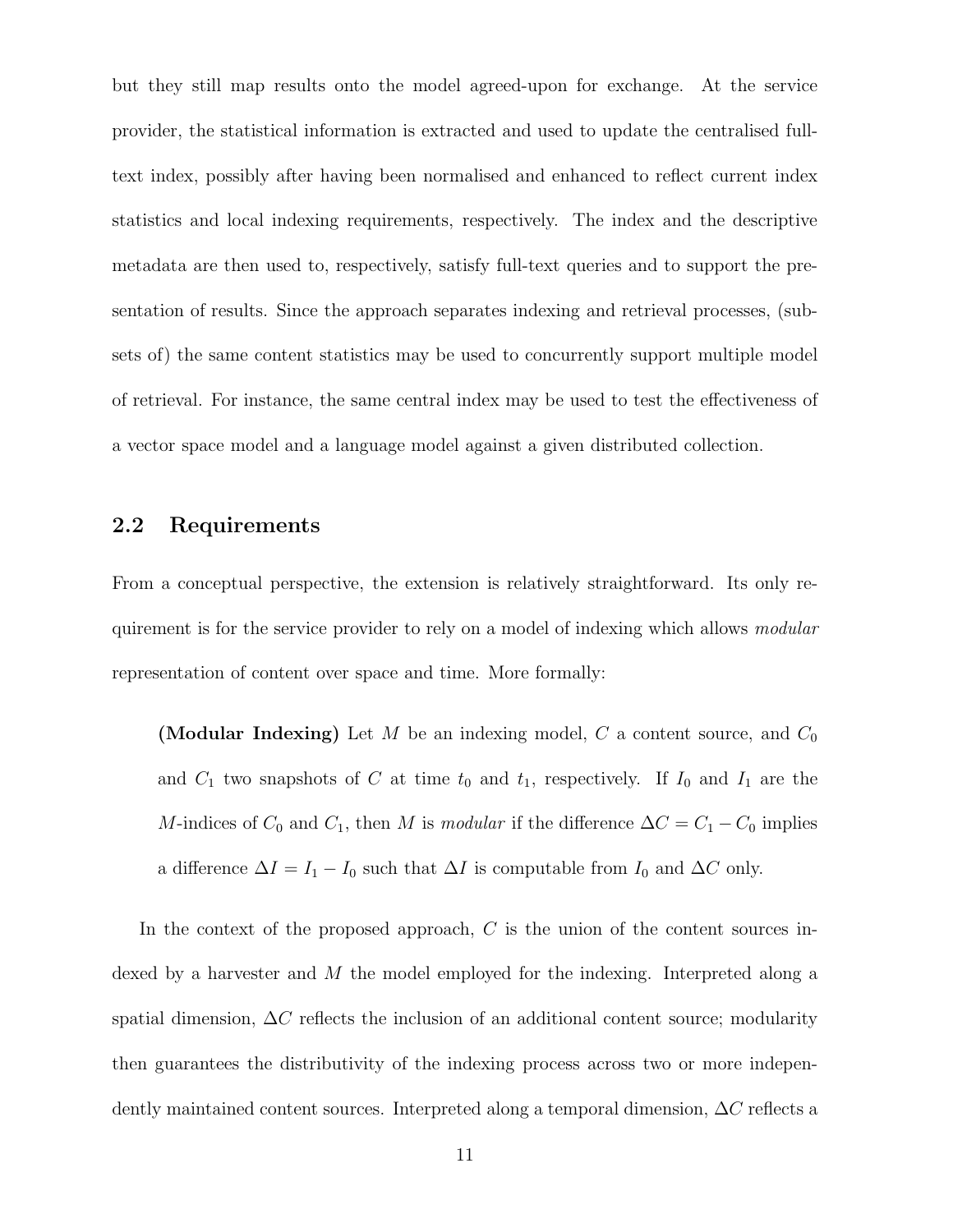but they still map results onto the model agreed-upon for exchange. At the service provider, the statistical information is extracted and used to update the centralised full-text index, possibly after having been normalised and enhanced to reflect current index statistics and local indexing requirements, respectively. The index and the descriptive metadata are then used to, respectively, satisfy full-text queries and to support the presentation of results. Since the approach separates indexing and retrieval processes, (subsets of) the same content statistics may be used to concurrently support multiple model of retrieval. For instance, the same central index may be used to test the effectiveness of a vector space model and a language model against a given distributed collection.

## 2.2 Requirements

From a conceptual perspective, the extension is relatively straightforward. Its only requirement is for the service provider to rely on a model of indexing which allows *modular* representation of content over space and time. More formally:

> **(Modular Indexing)** Let $M$ be an indexing model, $C$ a content source, and $C_0$ and $C_1$ two snapshots of $C$ at time $t_0$ and $t_1$, respectively. If $I_0$ and $I_1$ are the $M$-indices of $C_0$ and $C_1$, then $M$ is *modular* if the difference $\Delta C = C_1 - C_0$ implies a difference $\Delta I = I_1 - I_0$ such that $\Delta I$ is computable from $I_0$ and $\Delta C$ only.

In the context of the proposed approach, $C$ is the union of the content sources indexed by a harvester and $M$ the model employed for the indexing. Interpreted along a spatial dimension, $\Delta C$ reflects the inclusion of an additional content source; modularity then guarantees the distributivity of the indexing process across two or more independently maintained content sources. Interpreted along a temporal dimension, $\Delta C$ reflects a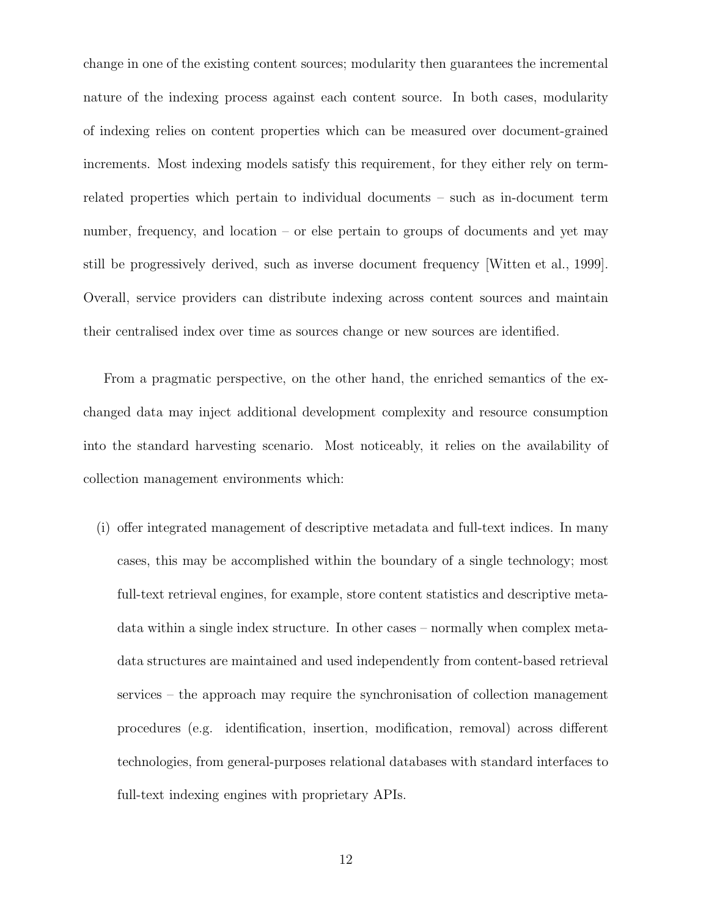change in one of the existing content sources; modularity then guarantees the incremental nature of the indexing process against each content source. In both cases, modularity of indexing relies on content properties which can be measured over document-grained increments. Most indexing models satisfy this requirement, for they either rely on term-related properties which pertain to individual documents – such as in-document term number, frequency, and location – or else pertain to groups of documents and yet may still be progressively derived, such as inverse document frequency [Witten et al., 1999]. Overall, service providers can distribute indexing across content sources and maintain their centralised index over time as sources change or new sources are identified.

From a pragmatic perspective, on the other hand, the enriched semantics of the exchanged data may inject additional development complexity and resource consumption into the standard harvesting scenario. Most noticeably, it relies on the availability of collection management environments which:

(i) offer integrated management of descriptive metadata and full-text indices. In many cases, this may be accomplished within the boundary of a single technology; most full-text retrieval engines, for example, store content statistics and descriptive metadata within a single index structure. In other cases – normally when complex metadata structures are maintained and used independently from content-based retrieval services – the approach may require the synchronisation of collection management procedures (e.g. identification, insertion, modification, removal) across different technologies, from general-purposes relational databases with standard interfaces to full-text indexing engines with proprietary APIs.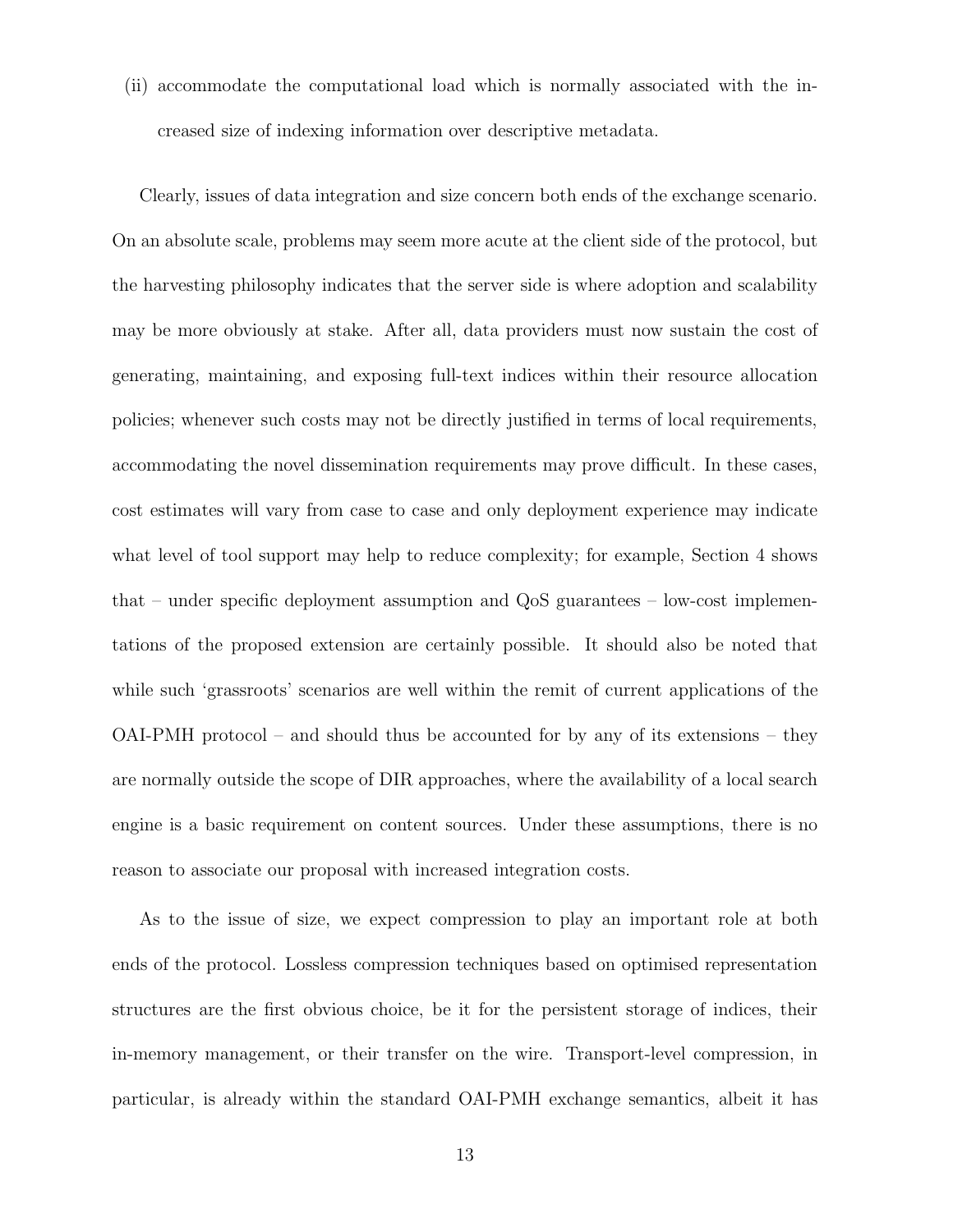(ii) accommodate the computational load which is normally associated with the increased size of indexing information over descriptive metadata.

Clearly, issues of data integration and size concern both ends of the exchange scenario. On an absolute scale, problems may seem more acute at the client side of the protocol, but the harvesting philosophy indicates that the server side is where adoption and scalability may be more obviously at stake. After all, data providers must now sustain the cost of generating, maintaining, and exposing full-text indices within their resource allocation policies; whenever such costs may not be directly justified in terms of local requirements, accommodating the novel dissemination requirements may prove difficult. In these cases, cost estimates will vary from case to case and only deployment experience may indicate what level of tool support may help to reduce complexity; for example, Section 4 shows that – under specific deployment assumption and QoS guarantees – low-cost implementations of the proposed extension are certainly possible. It should also be noted that while such 'grassroots' scenarios are well within the remit of current applications of the OAI-PMH protocol – and should thus be accounted for by any of its extensions – they are normally outside the scope of DIR approaches, where the availability of a local search engine is a basic requirement on content sources. Under these assumptions, there is no reason to associate our proposal with increased integration costs.

As to the issue of size, we expect compression to play an important role at both ends of the protocol. Lossless compression techniques based on optimised representation structures are the first obvious choice, be it for the persistent storage of indices, their in-memory management, or their transfer on the wire. Transport-level compression, in particular, is already within the standard OAI-PMH exchange semantics, albeit it has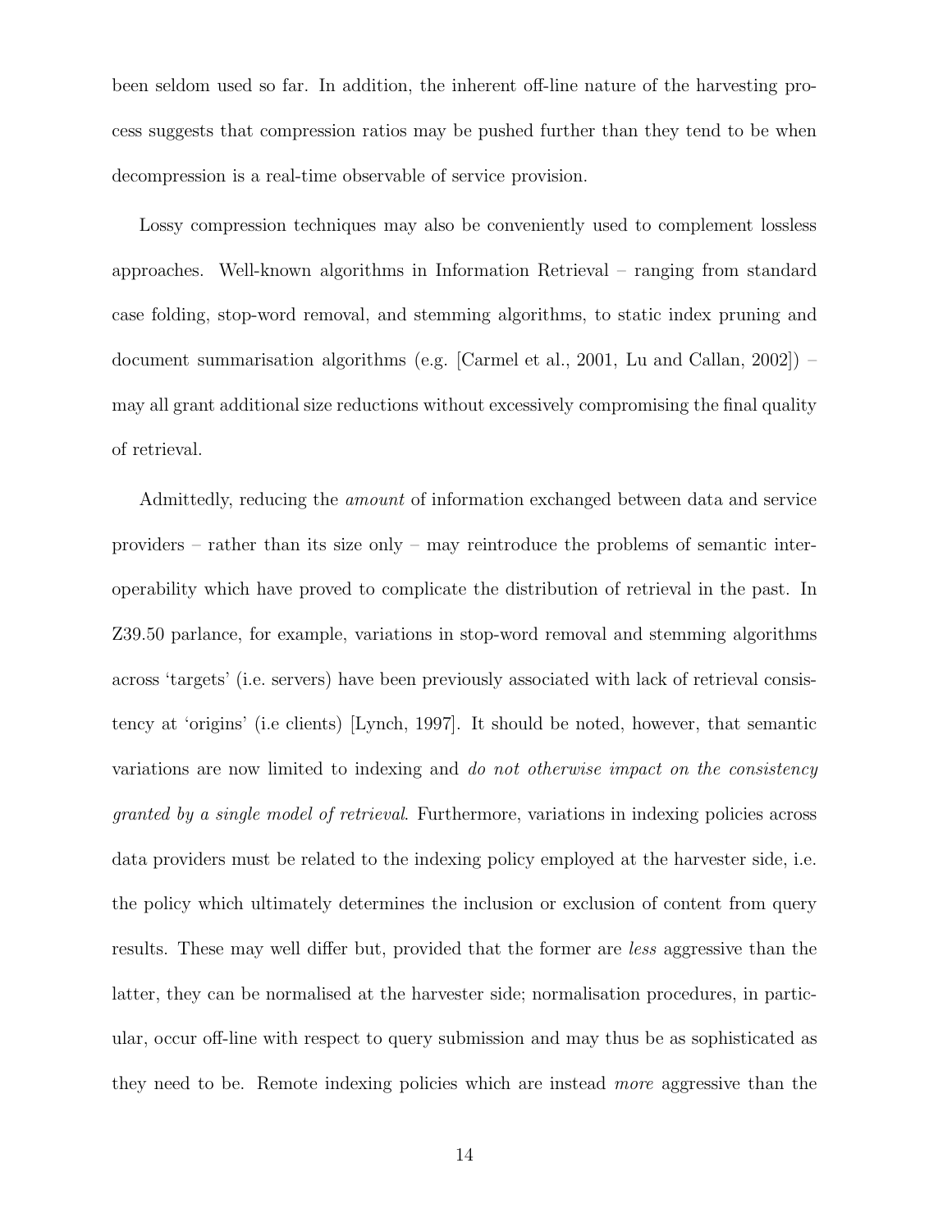been seldom used so far. In addition, the inherent off-line nature of the harvesting process suggests that compression ratios may be pushed further than they tend to be when decompression is a real-time observable of service provision.

Lossy compression techniques may also be conveniently used to complement lossless approaches. Well-known algorithms in Information Retrieval – ranging from standard case folding, stop-word removal, and stemming algorithms, to static index pruning and document summarisation algorithms (e.g. [Carmel et al., 2001, Lu and Callan, 2002]) – may all grant additional size reductions without excessively compromising the final quality of retrieval.

Admittedly, reducing the *amount* of information exchanged between data and service providers – rather than its size only – may reintroduce the problems of semantic interoperability which have proved to complicate the distribution of retrieval in the past. In Z39.50 parlance, for example, variations in stop-word removal and stemming algorithms across 'targets' (i.e. servers) have been previously associated with lack of retrieval consistency at 'origins' (i.e clients) [Lynch, 1997]. It should be noted, however, that semantic variations are now limited to indexing and *do not otherwise impact on the consistency granted by a single model of retrieval*. Furthermore, variations in indexing policies across data providers must be related to the indexing policy employed at the harvester side, i.e. the policy which ultimately determines the inclusion or exclusion of content from query results. These may well differ but, provided that the former are *less* aggressive than the latter, they can be normalised at the harvester side; normalisation procedures, in particular, occur off-line with respect to query submission and may thus be as sophisticated as they need to be. Remote indexing policies which are instead *more* aggressive than the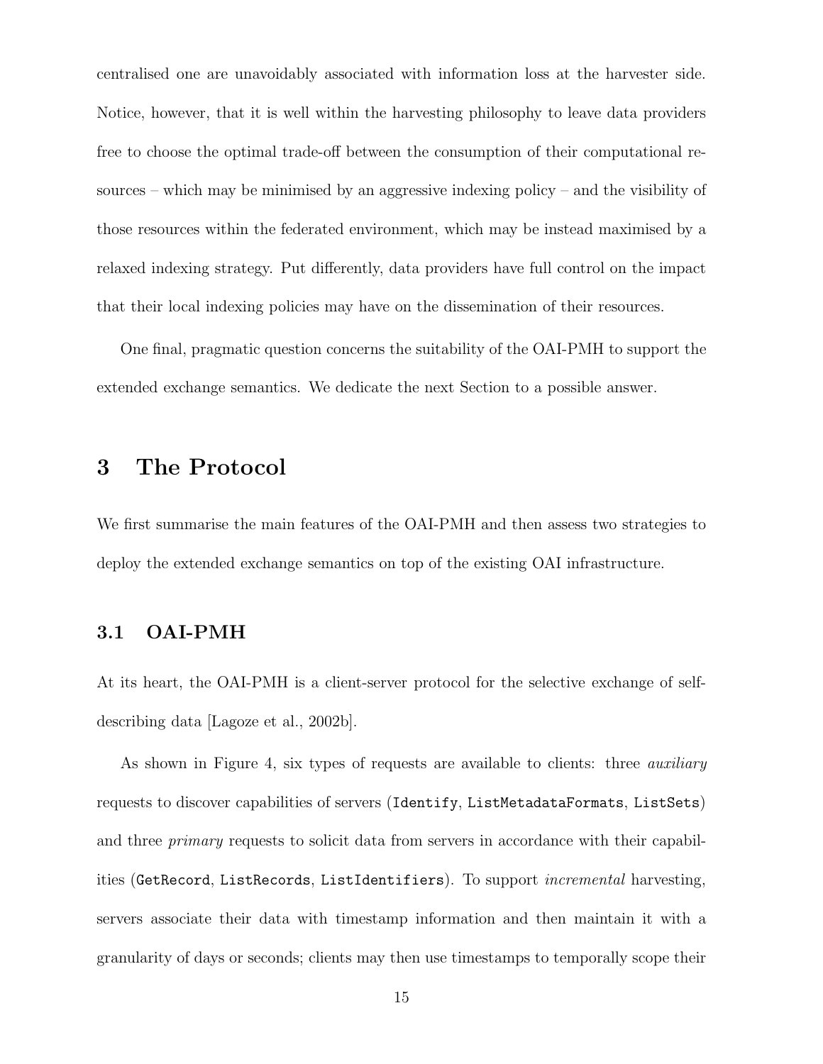centralised one are unavoidably associated with information loss at the harvester side. Notice, however, that it is well within the harvesting philosophy to leave data providers free to choose the optimal trade-off between the consumption of their computational resources – which may be minimised by an aggressive indexing policy – and the visibility of those resources within the federated environment, which may be instead maximised by a relaxed indexing strategy. Put differently, data providers have full control on the impact that their local indexing policies may have on the dissemination of their resources.

One final, pragmatic question concerns the suitability of the OAI-PMH to support the extended exchange semantics. We dedicate the next Section to a possible answer.

# 3 The Protocol

We first summarise the main features of the OAI-PMH and then assess two strategies to deploy the extended exchange semantics on top of the existing OAI infrastructure.

## 3.1 OAI-PMH

At its heart, the OAI-PMH is a client-server protocol for the selective exchange of self-describing data [Lagoze et al., 2002b].

As shown in Figure 4, six types of requests are available to clients: three *auxiliary* requests to discover capabilities of servers (`Identify`, `ListMetadataFormats`, `ListSets`) and three *primary* requests to solicit data from servers in accordance with their capabilities (`GetRecord`, `ListRecords`, `ListIdentifiers`). To support *incremental* harvesting, servers associate their data with timestamp information and then maintain it with a granularity of days or seconds; clients may then use timestamps to temporally scope their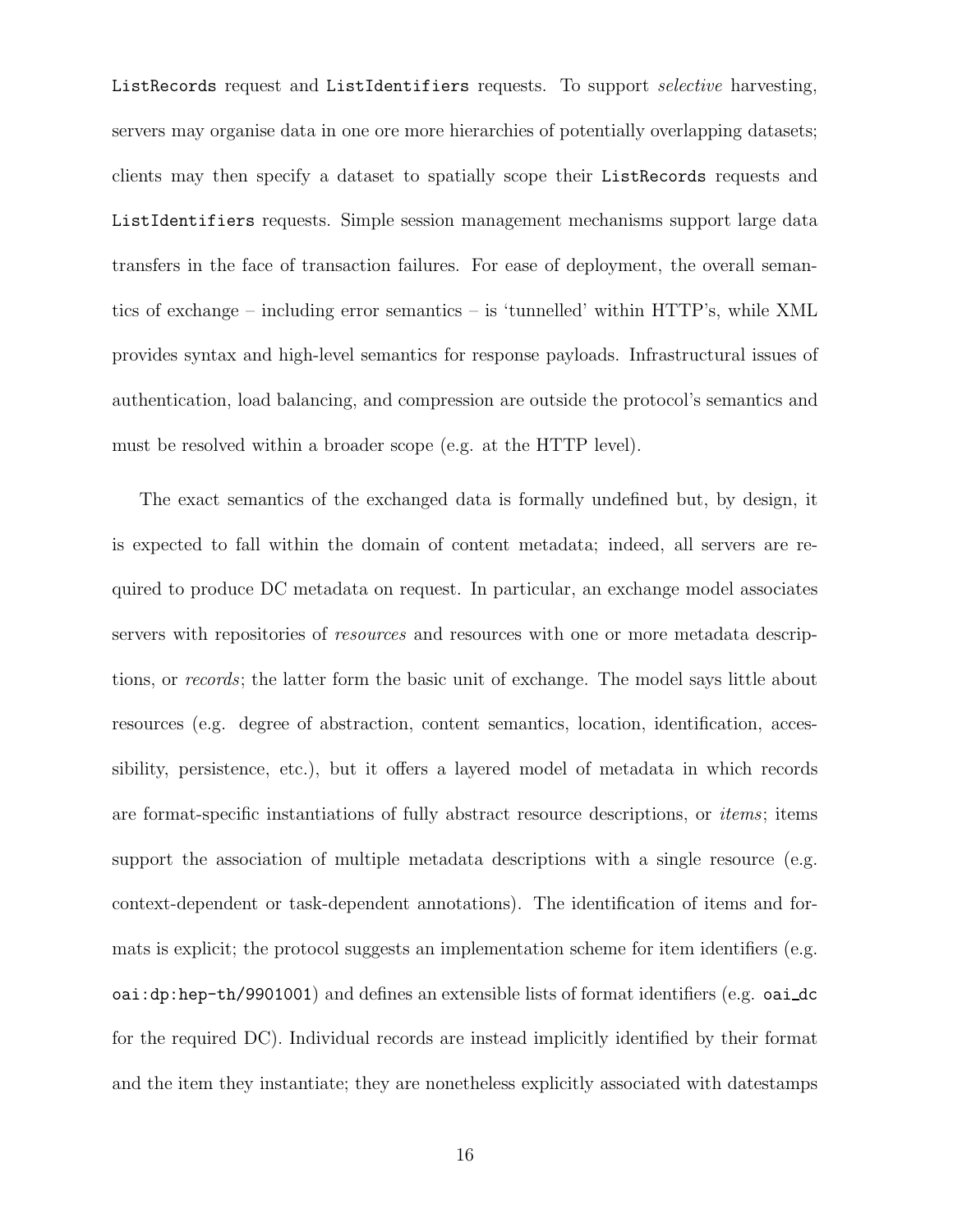`ListRecords` request and `ListIdentifiers` requests. To support *selective* harvesting, servers may organise data in one ore more hierarchies of potentially overlapping datasets; clients may then specify a dataset to spatially scope their `ListRecords` requests and `ListIdentifiers` requests. Simple session management mechanisms support large data transfers in the face of transaction failures. For ease of deployment, the overall semantics of exchange – including error semantics – is 'tunnelled' within HTTP's, while XML provides syntax and high-level semantics for response payloads. Infrastructural issues of authentication, load balancing, and compression are outside the protocol's semantics and must be resolved within a broader scope (e.g. at the HTTP level).

The exact semantics of the exchanged data is formally undefined but, by design, it is expected to fall within the domain of content metadata; indeed, all servers are required to produce DC metadata on request. In particular, an exchange model associates servers with repositories of *resources* and resources with one or more metadata descriptions, or *records*; the latter form the basic unit of exchange. The model says little about resources (e.g. degree of abstraction, content semantics, location, identification, accessibility, persistence, etc.), but it offers a layered model of metadata in which records are format-specific instantiations of fully abstract resource descriptions, or *items*; items support the association of multiple metadata descriptions with a single resource (e.g. context-dependent or task-dependent annotations). The identification of items and formats is explicit; the protocol suggests an implementation scheme for item identifiers (e.g. `oai:dp:hep-th/9901001`) and defines an extensible lists of format identifiers (e.g. `oai_dc` for the required DC). Individual records are instead implicitly identified by their format and the item they instantiate; they are nonetheless explicitly associated with datestamps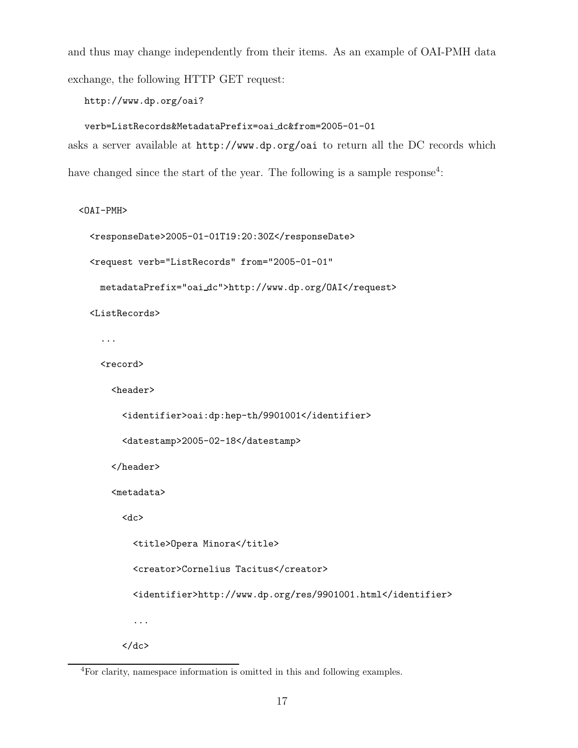and thus may change independently from their items. As an example of OAI-PMH data exchange, the following HTTP GET request:

```
http://www.dp.org/oai?
verb=ListRecords&MetadataPrefix=oai_dc&from=2005-01-01
```

asks a server available at `http://www.dp.org/oai` to return all the DC records which have changed since the start of the year. The following is a sample response[4]:

```
<OAI-PMH>
  <responseDate>2005-01-01T19:20:30Z</responseDate>
  <request verb="ListRecords" from="2005-01-01"
    metadataPrefix="oai_dc">http://www.dp.org/OAI</request>
  <ListRecords>
    ...
    <record>
      <header>
        <identifier>oai:dp:hep-th/9901001</identifier>
        <datestamp>2005-02-18</datestamp>
      </header>
      <metadata>
        <dc>
          <title>Opera Minora</title>
          <creator>Cornelius Tacitus</creator>
          <identifier>http://www.dp.org/res/9901001.html</identifier>
          ...
        </dc>
```

[4]For clarity, namespace information is omitted in this and following examples.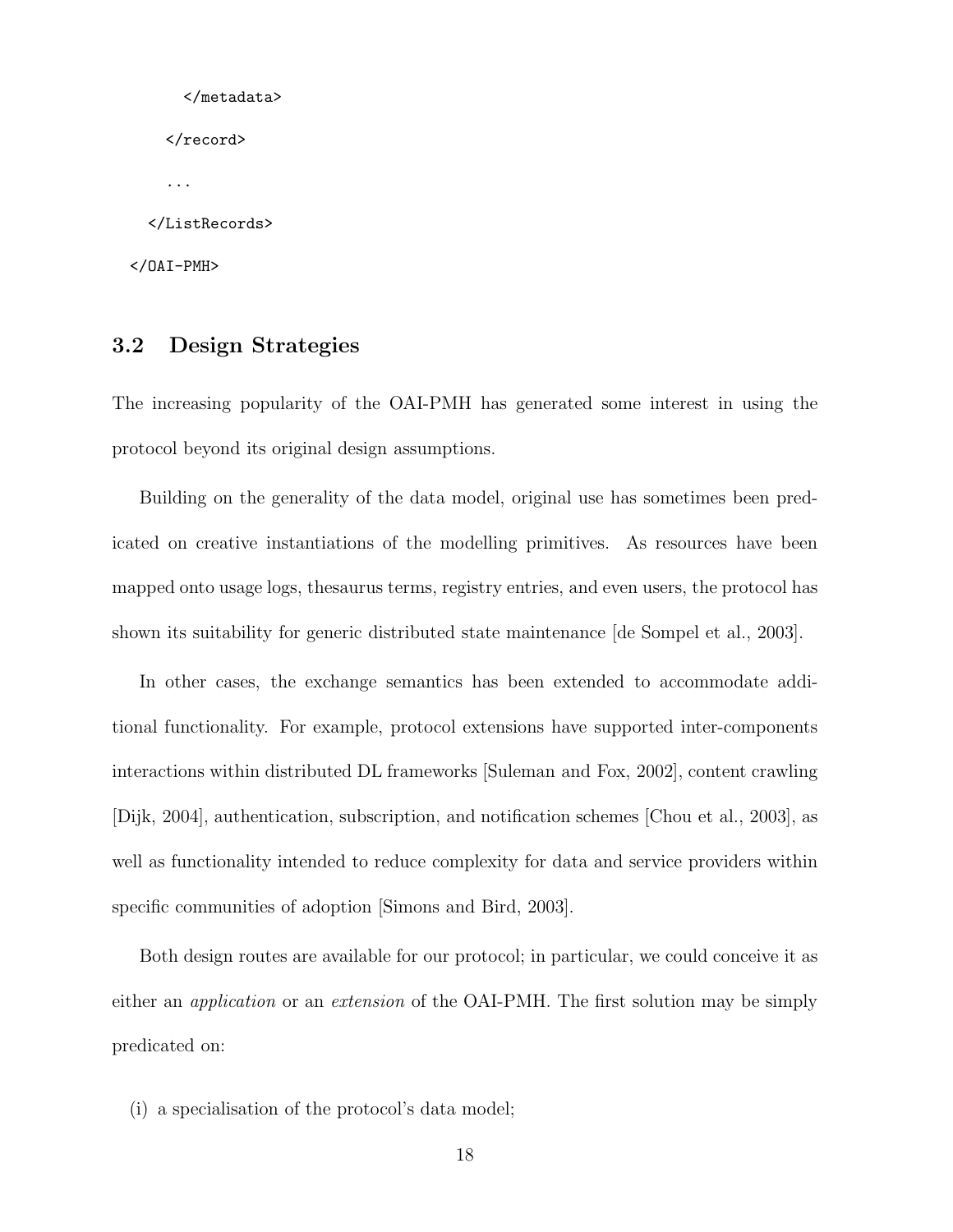```
      </metadata>

    </record>

    ...

  </ListRecords>

</OAI-PMH>
```

## 3.2 Design Strategies

The increasing popularity of the OAI-PMH has generated some interest in using the protocol beyond its original design assumptions.

Building on the generality of the data model, original use has sometimes been predicated on creative instantiations of the modelling primitives. As resources have been mapped onto usage logs, thesaurus terms, registry entries, and even users, the protocol has shown its suitability for generic distributed state maintenance [de Sompel et al., 2003].

In other cases, the exchange semantics has been extended to accommodate additional functionality. For example, protocol extensions have supported inter-components interactions within distributed DL frameworks [Suleman and Fox, 2002], content crawling [Dijk, 2004], authentication, subscription, and notification schemes [Chou et al., 2003], as well as functionality intended to reduce complexity for data and service providers within specific communities of adoption [Simons and Bird, 2003].

Both design routes are available for our protocol; in particular, we could conceive it as either an *application* or an *extension* of the OAI-PMH. The first solution may be simply predicated on:

(i) a specialisation of the protocol's data model;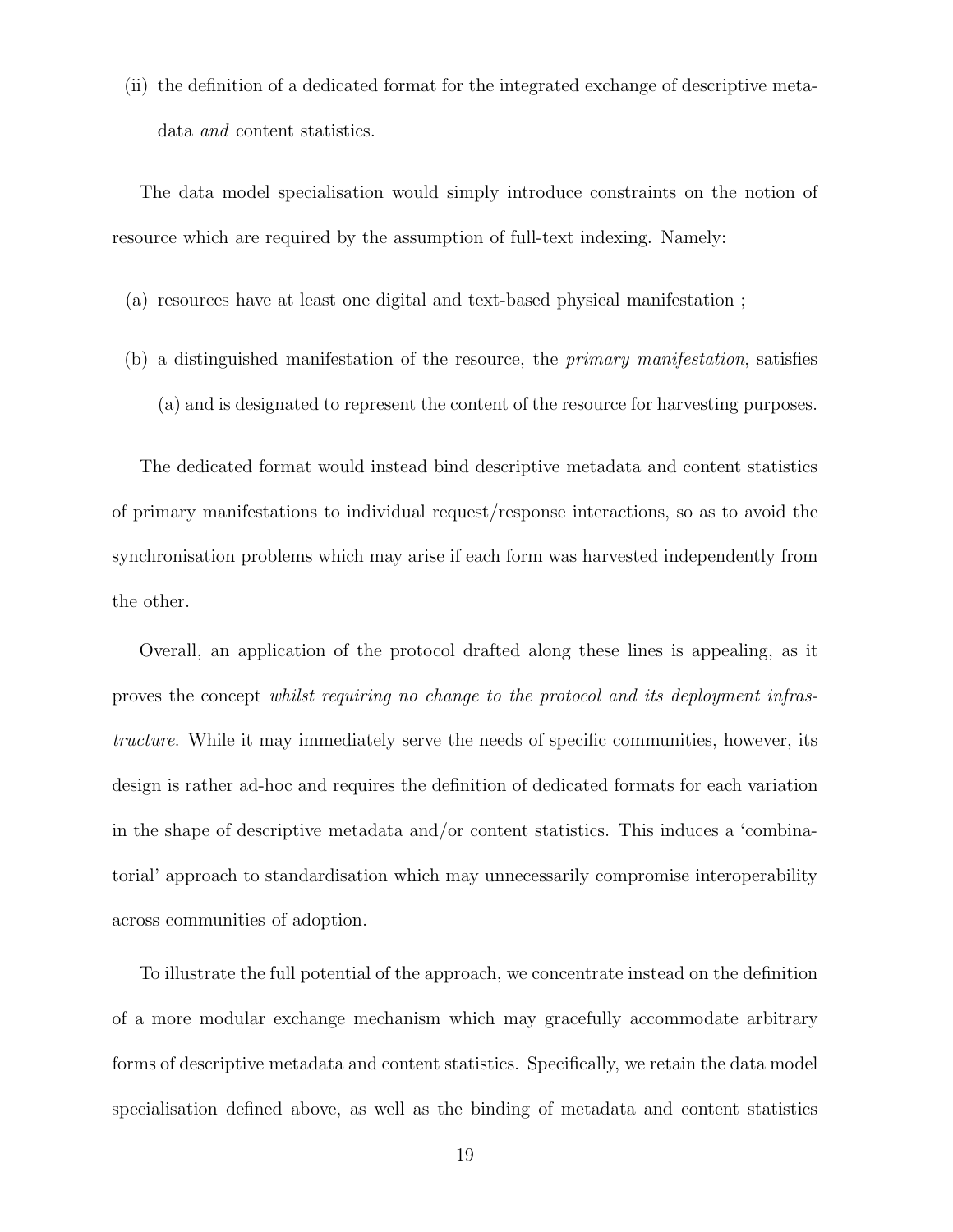(ii) the definition of a dedicated format for the integrated exchange of descriptive metadata *and* content statistics.

The data model specialisation would simply introduce constraints on the notion of resource which are required by the assumption of full-text indexing. Namely:

(a) resources have at least one digital and text-based physical manifestation ;

(b) a distinguished manifestation of the resource, the *primary manifestation*, satisfies (a) and is designated to represent the content of the resource for harvesting purposes.

The dedicated format would instead bind descriptive metadata and content statistics of primary manifestations to individual request/response interactions, so as to avoid the synchronisation problems which may arise if each form was harvested independently from the other.

Overall, an application of the protocol drafted along these lines is appealing, as it proves the concept *whilst requiring no change to the protocol and its deployment infrastructure*. While it may immediately serve the needs of specific communities, however, its design is rather ad-hoc and requires the definition of dedicated formats for each variation in the shape of descriptive metadata and/or content statistics. This induces a 'combinatorial' approach to standardisation which may unnecessarily compromise interoperability across communities of adoption.

To illustrate the full potential of the approach, we concentrate instead on the definition of a more modular exchange mechanism which may gracefully accommodate arbitrary forms of descriptive metadata and content statistics. Specifically, we retain the data model specialisation defined above, as well as the binding of metadata and content statistics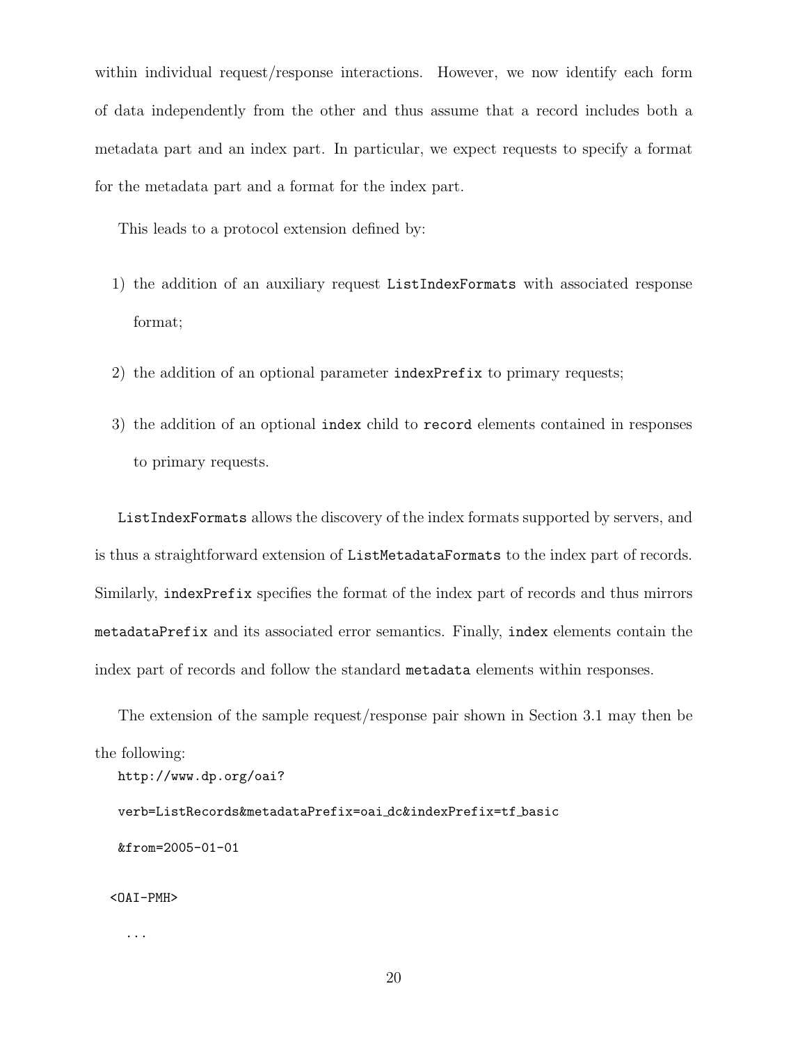within individual request/response interactions. However, we now identify each form of data independently from the other and thus assume that a record includes both a metadata part and an index part. In particular, we expect requests to specify a format for the metadata part and a format for the index part.

This leads to a protocol extension defined by:

1) the addition of an auxiliary request `ListIndexFormats` with associated response format;
2) the addition of an optional parameter `indexPrefix` to primary requests;
3) the addition of an optional `index` child to `record` elements contained in responses to primary requests.

`ListIndexFormats` allows the discovery of the index formats supported by servers, and is thus a straightforward extension of `ListMetadataFormats` to the index part of records. Similarly, `indexPrefix` specifies the format of the index part of records and thus mirrors `metadataPrefix` and its associated error semantics. Finally, `index` elements contain the index part of records and follow the standard `metadata` elements within responses.

The extension of the sample request/response pair shown in Section 3.1 may then be the following:

```
http://www.dp.org/oai?
verb=ListRecords&metadataPrefix=oai_dc&indexPrefix=tf_basic
&from=2005-01-01

<OAI-PMH>
  ...
```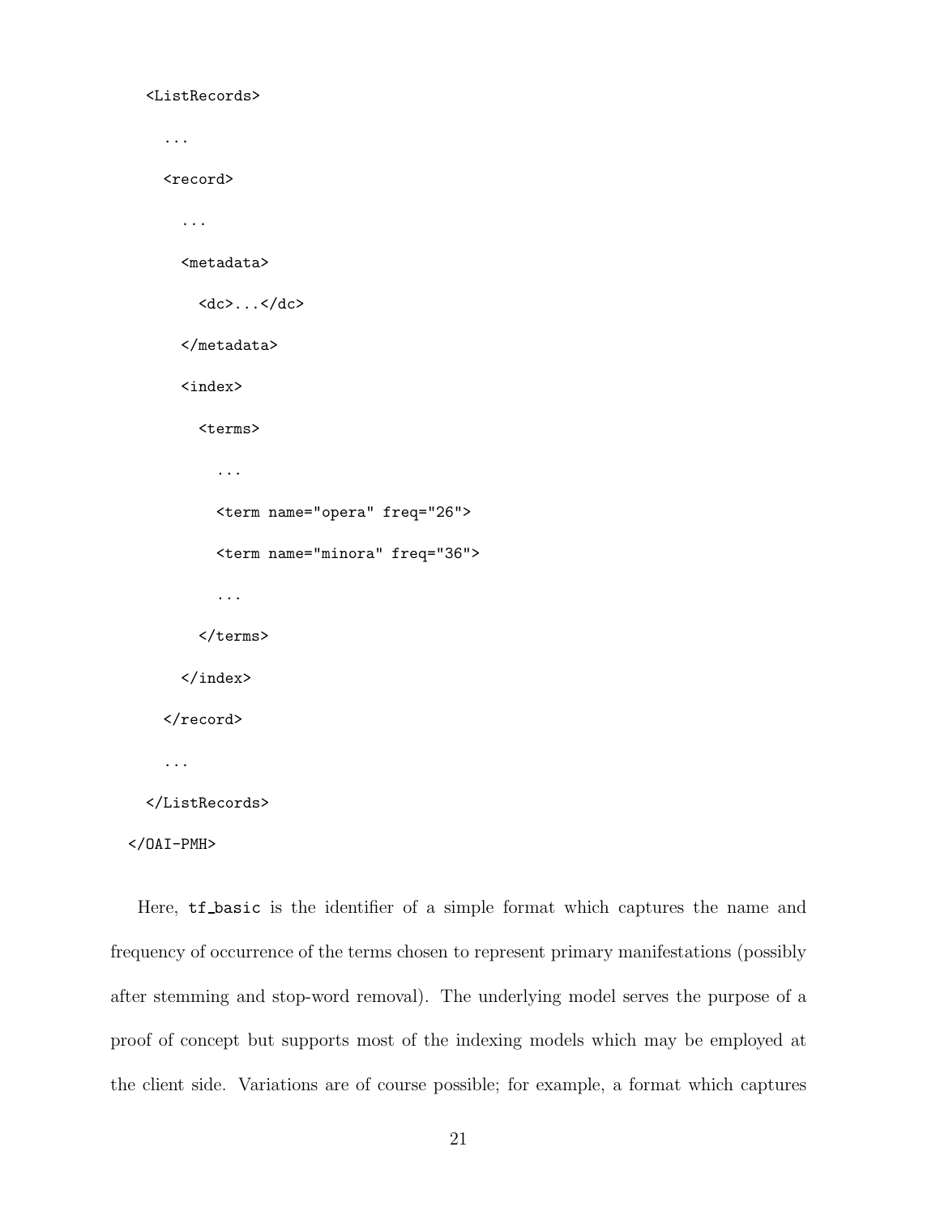```
    <ListRecords>
      ...
      <record>
        ...
        <metadata>
          <dc>...</dc>
        </metadata>
        <index>
          <terms>
            ...
            <term name="opera" freq="26">
            <term name="minora" freq="36">
            ...
          </terms>
        </index>
      </record>
      ...
    </ListRecords>
  </OAI-PMH>
```

Here, `tf_basic` is the identifier of a simple format which captures the name and frequency of occurrence of the terms chosen to represent primary manifestations (possibly after stemming and stop-word removal). The underlying model serves the purpose of a proof of concept but supports most of the indexing models which may be employed at the client side. Variations are of course possible; for example, a format which captures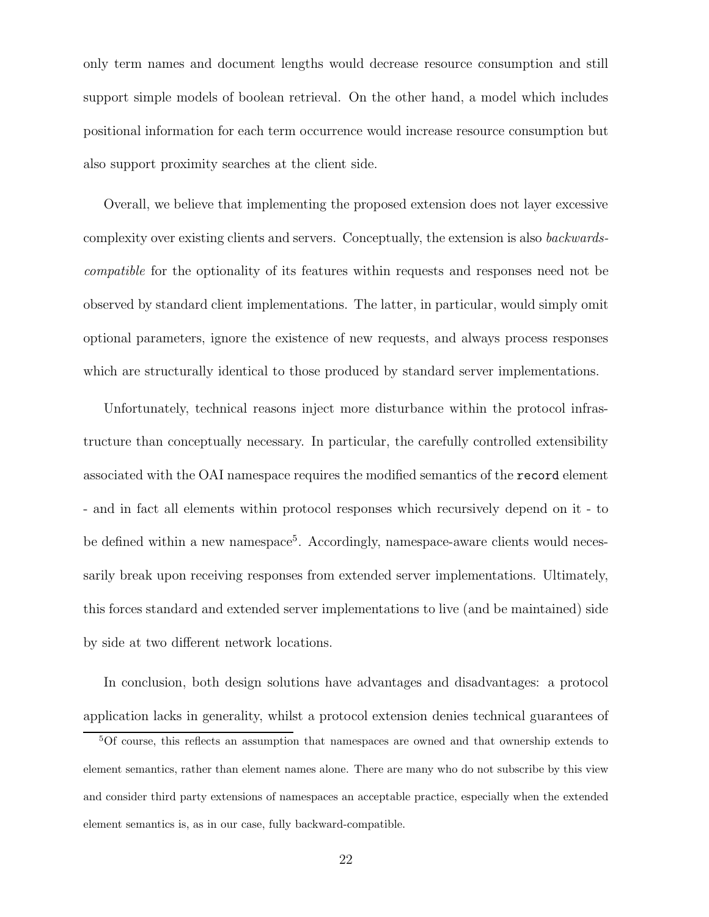only term names and document lengths would decrease resource consumption and still support simple models of boolean retrieval. On the other hand, a model which includes positional information for each term occurrence would increase resource consumption but also support proximity searches at the client side.

Overall, we believe that implementing the proposed extension does not layer excessive complexity over existing clients and servers. Conceptually, the extension is also *backwards-compatible* for the optionality of its features within requests and responses need not be observed by standard client implementations. The latter, in particular, would simply omit optional parameters, ignore the existence of new requests, and always process responses which are structurally identical to those produced by standard server implementations.

Unfortunately, technical reasons inject more disturbance within the protocol infrastructure than conceptually necessary. In particular, the carefully controlled extensibility associated with the OAI namespace requires the modified semantics of the `record` element - and in fact all elements within protocol responses which recursively depend on it - to be defined within a new namespace[5]. Accordingly, namespace-aware clients would necessarily break upon receiving responses from extended server implementations. Ultimately, this forces standard and extended server implementations to live (and be maintained) side by side at two different network locations.

In conclusion, both design solutions have advantages and disadvantages: a protocol application lacks in generality, whilst a protocol extension denies technical guarantees of

[5] Of course, this reflects an assumption that namespaces are owned and that ownership extends to element semantics, rather than element names alone. There are many who do not subscribe by this view and consider third party extensions of namespaces an acceptable practice, especially when the extended element semantics is, as in our case, fully backward-compatible.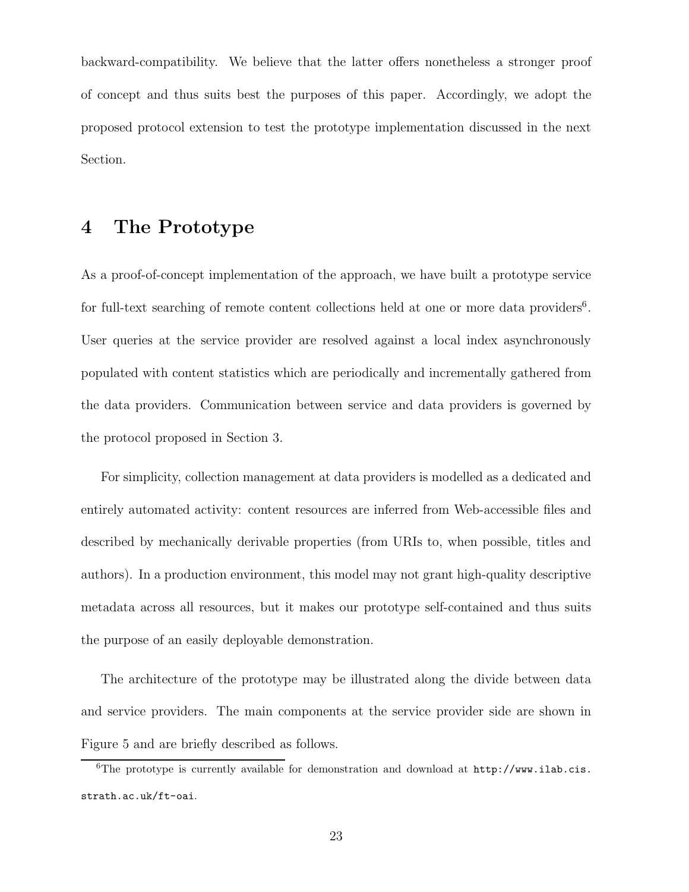backward-compatibility. We believe that the latter offers nonetheless a stronger proof of concept and thus suits best the purposes of this paper. Accordingly, we adopt the proposed protocol extension to test the prototype implementation discussed in the next Section.

## 4 The Prototype

As a proof-of-concept implementation of the approach, we have built a prototype service for full-text searching of remote content collections held at one or more data providers[6]. User queries at the service provider are resolved against a local index asynchronously populated with content statistics which are periodically and incrementally gathered from the data providers. Communication between service and data providers is governed by the protocol proposed in Section 3.

For simplicity, collection management at data providers is modelled as a dedicated and entirely automated activity: content resources are inferred from Web-accessible files and described by mechanically derivable properties (from URIs to, when possible, titles and authors). In a production environment, this model may not grant high-quality descriptive metadata across all resources, but it makes our prototype self-contained and thus suits the purpose of an easily deployable demonstration.

The architecture of the prototype may be illustrated along the divide between data and service providers. The main components at the service provider side are shown in Figure 5 and are briefly described as follows.

---

[6] The prototype is currently available for demonstration and download at `http://www.ilab.cis.strath.ac.uk/ft-oai`.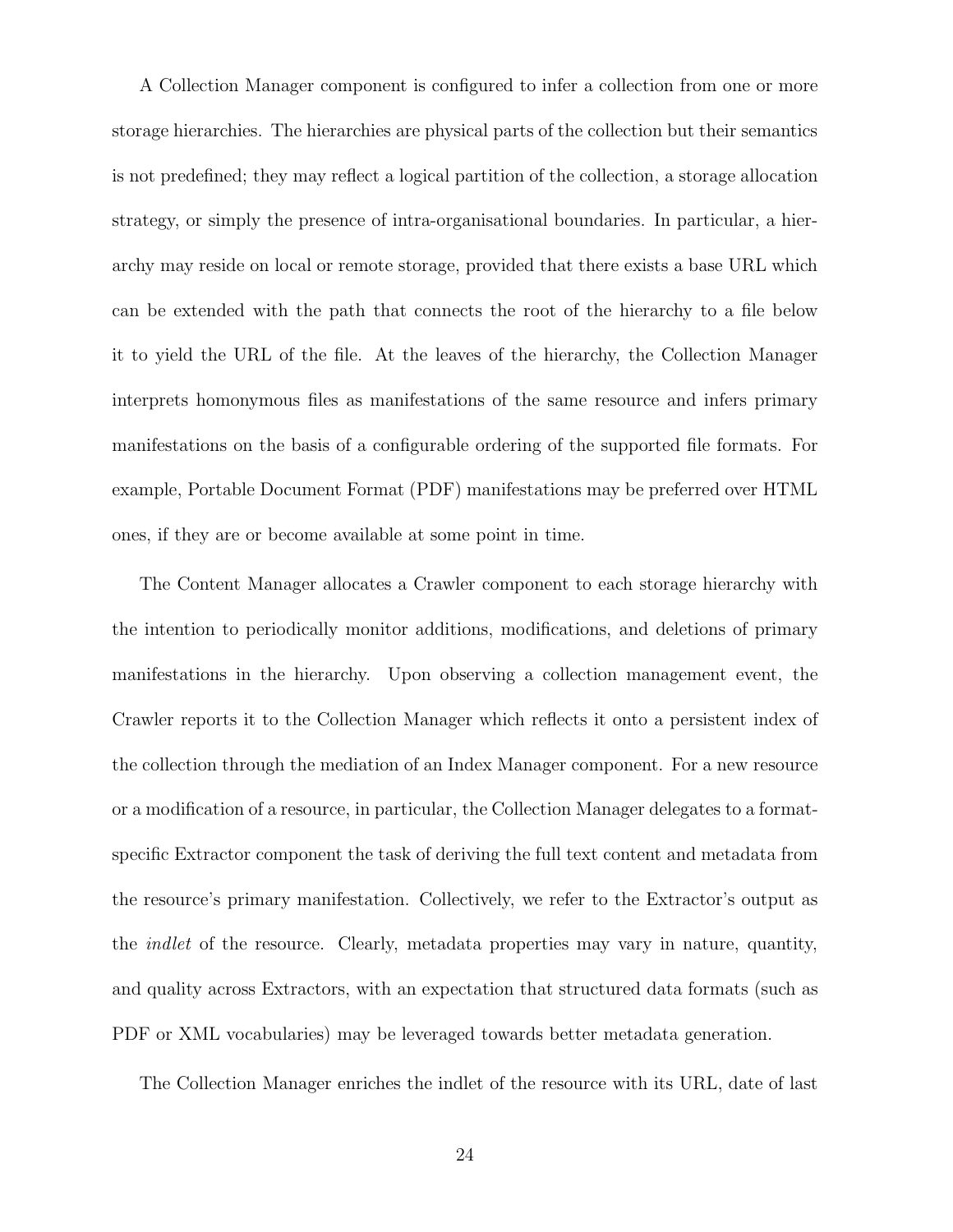A Collection Manager component is configured to infer a collection from one or more storage hierarchies. The hierarchies are physical parts of the collection but their semantics is not predefined; they may reflect a logical partition of the collection, a storage allocation strategy, or simply the presence of intra-organisational boundaries. In particular, a hierarchy may reside on local or remote storage, provided that there exists a base URL which can be extended with the path that connects the root of the hierarchy to a file below it to yield the URL of the file. At the leaves of the hierarchy, the Collection Manager interprets homonymous files as manifestations of the same resource and infers primary manifestations on the basis of a configurable ordering of the supported file formats. For example, Portable Document Format (PDF) manifestations may be preferred over HTML ones, if they are or become available at some point in time.

The Content Manager allocates a Crawler component to each storage hierarchy with the intention to periodically monitor additions, modifications, and deletions of primary manifestations in the hierarchy. Upon observing a collection management event, the Crawler reports it to the Collection Manager which reflects it onto a persistent index of the collection through the mediation of an Index Manager component. For a new resource or a modification of a resource, in particular, the Collection Manager delegates to a format-specific Extractor component the task of deriving the full text content and metadata from the resource's primary manifestation. Collectively, we refer to the Extractor's output as the *indlet* of the resource. Clearly, metadata properties may vary in nature, quantity, and quality across Extractors, with an expectation that structured data formats (such as PDF or XML vocabularies) may be leveraged towards better metadata generation.

The Collection Manager enriches the indlet of the resource with its URL, date of last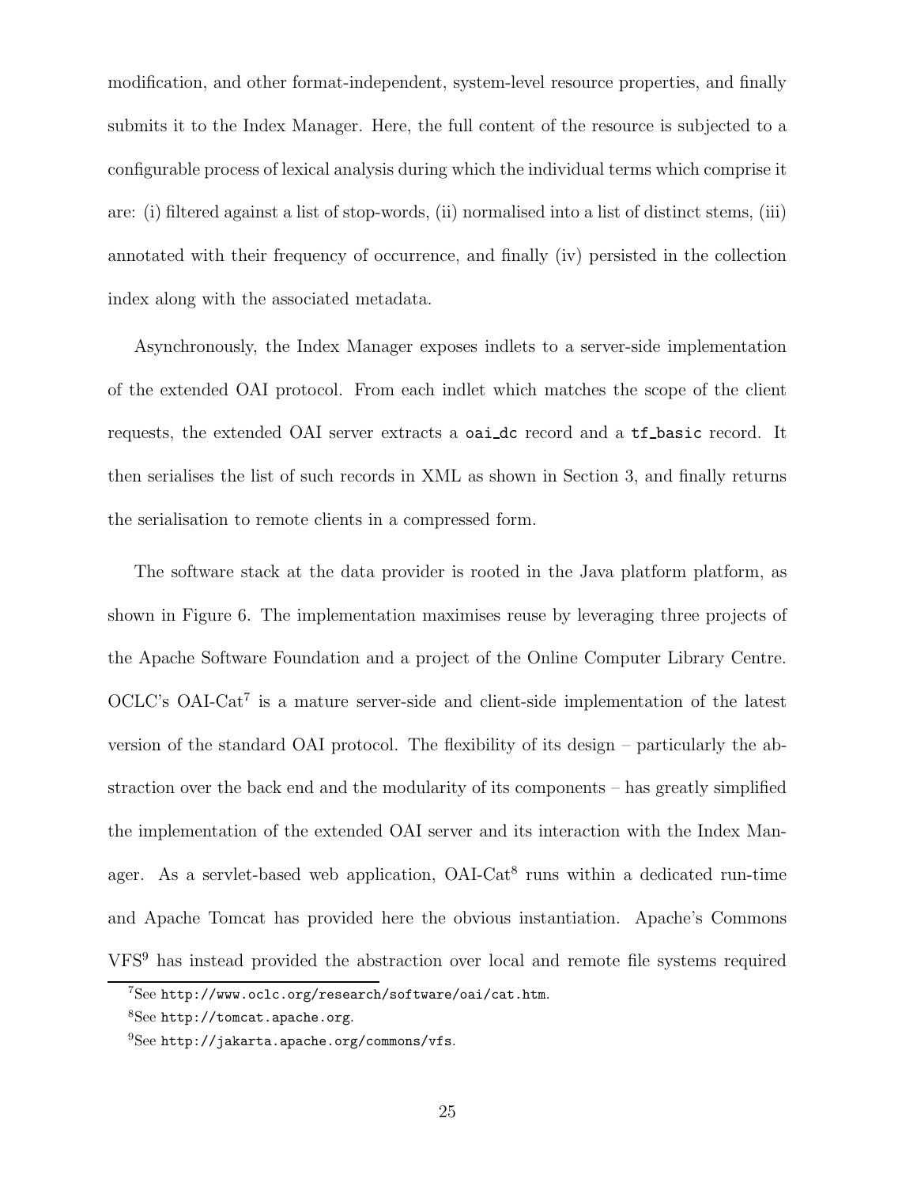modification, and other format-independent, system-level resource properties, and finally submits it to the Index Manager. Here, the full content of the resource is subjected to a configurable process of lexical analysis during which the individual terms which comprise it are: (i) filtered against a list of stop-words, (ii) normalised into a list of distinct stems, (iii) annotated with their frequency of occurrence, and finally (iv) persisted in the collection index along with the associated metadata.

Asynchronously, the Index Manager exposes indlets to a server-side implementation of the extended OAI protocol. From each indlet which matches the scope of the client requests, the extended OAI server extracts a `oai_dc` record and a `tf_basic` record. It then serialises the list of such records in XML as shown in Section 3, and finally returns the serialisation to remote clients in a compressed form.

The software stack at the data provider is rooted in the Java platform platform, as shown in Figure 6. The implementation maximises reuse by leveraging three projects of the Apache Software Foundation and a project of the Online Computer Library Centre. OCLC's OAI-Cat[7] is a mature server-side and client-side implementation of the latest version of the standard OAI protocol. The flexibility of its design – particularly the abstraction over the back end and the modularity of its components – has greatly simplified the implementation of the extended OAI server and its interaction with the Index Manager. As a servlet-based web application, OAI-Cat[8] runs within a dedicated run-time and Apache Tomcat has provided here the obvious instantiation. Apache's Commons VFS[9] has instead provided the abstraction over local and remote file systems required

[7] See `http://www.oclc.org/research/software/oai/cat.htm`.

[8] See `http://tomcat.apache.org`.

[9] See `http://jakarta.apache.org/commons/vfs`.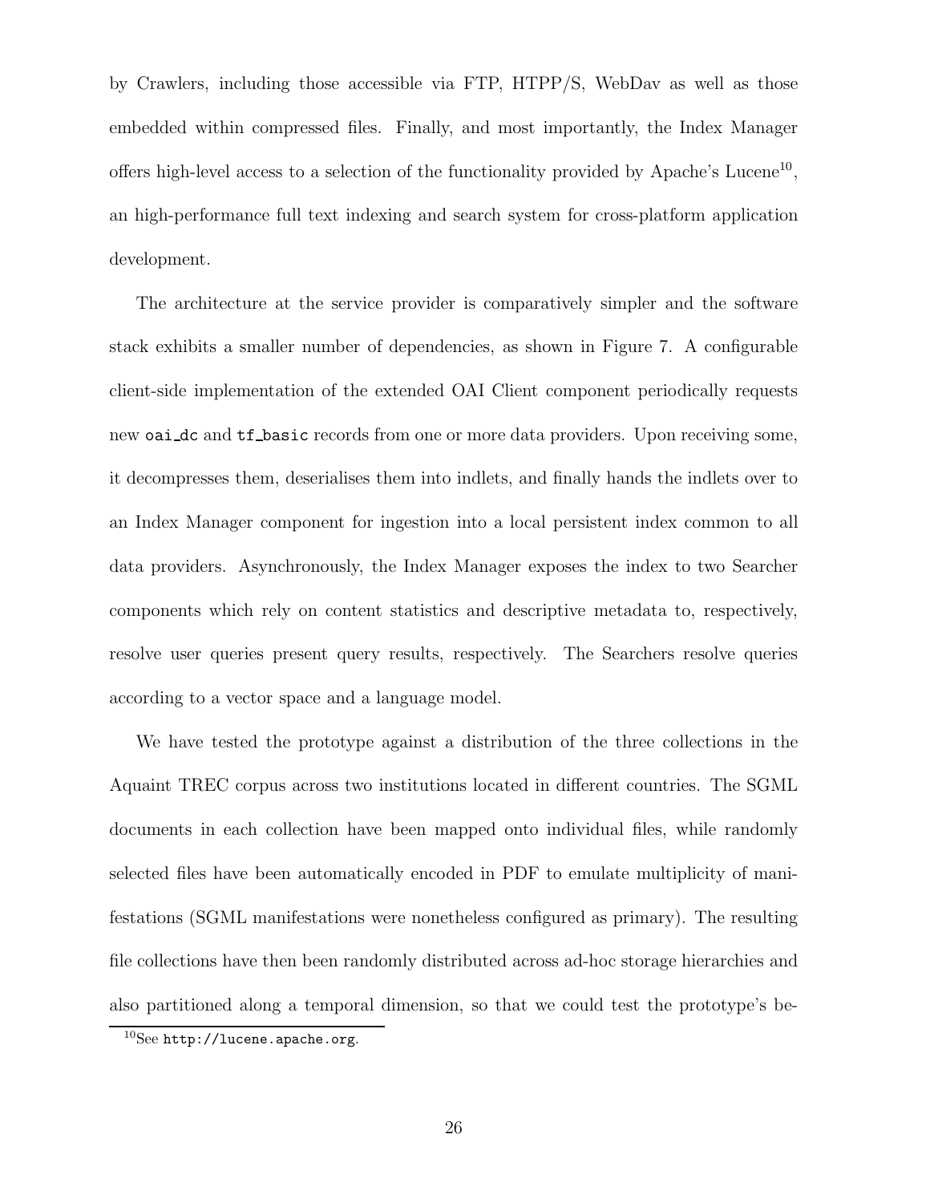by Crawlers, including those accessible via FTP, HTPP/S, WebDav as well as those embedded within compressed files. Finally, and most importantly, the Index Manager offers high-level access to a selection of the functionality provided by Apache's Lucene[10], an high-performance full text indexing and search system for cross-platform application development.

The architecture at the service provider is comparatively simpler and the software stack exhibits a smaller number of dependencies, as shown in Figure 7. A configurable client-side implementation of the extended OAI Client component periodically requests new `oai_dc` and `tf_basic` records from one or more data providers. Upon receiving some, it decompresses them, deserialises them into indlets, and finally hands the indlets over to an Index Manager component for ingestion into a local persistent index common to all data providers. Asynchronously, the Index Manager exposes the index to two Searcher components which rely on content statistics and descriptive metadata to, respectively, resolve user queries present query results, respectively. The Searchers resolve queries according to a vector space and a language model.

We have tested the prototype against a distribution of the three collections in the Aquaint TREC corpus across two institutions located in different countries. The SGML documents in each collection have been mapped onto individual files, while randomly selected files have been automatically encoded in PDF to emulate multiplicity of manifestations (SGML manifestations were nonetheless configured as primary). The resulting file collections have then been randomly distributed across ad-hoc storage hierarchies and also partitioned along a temporal dimension, so that we could test the prototype's be-

[10]See `http://lucene.apache.org`.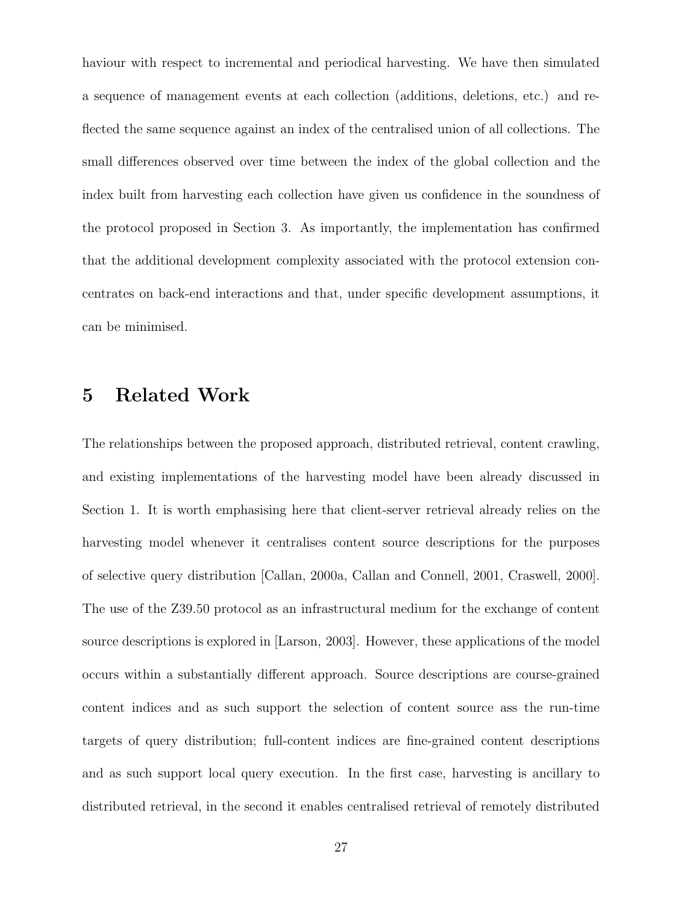haviour with respect to incremental and periodical harvesting. We have then simulated a sequence of management events at each collection (additions, deletions, etc.) and reflected the same sequence against an index of the centralised union of all collections. The small differences observed over time between the index of the global collection and the index built from harvesting each collection have given us confidence in the soundness of the protocol proposed in Section 3. As importantly, the implementation has confirmed that the additional development complexity associated with the protocol extension concentrates on back-end interactions and that, under specific development assumptions, it can be minimised.

# 5 Related Work

The relationships between the proposed approach, distributed retrieval, content crawling, and existing implementations of the harvesting model have been already discussed in Section 1. It is worth emphasising here that client-server retrieval already relies on the harvesting model whenever it centralises content source descriptions for the purposes of selective query distribution [Callan, 2000a, Callan and Connell, 2001, Craswell, 2000]. The use of the Z39.50 protocol as an infrastructural medium for the exchange of content source descriptions is explored in [Larson, 2003]. However, these applications of the model occurs within a substantially different approach. Source descriptions are course-grained content indices and as such support the selection of content source ass the run-time targets of query distribution; full-content indices are fine-grained content descriptions and as such support local query execution. In the first case, harvesting is ancillary to distributed retrieval, in the second it enables centralised retrieval of remotely distributed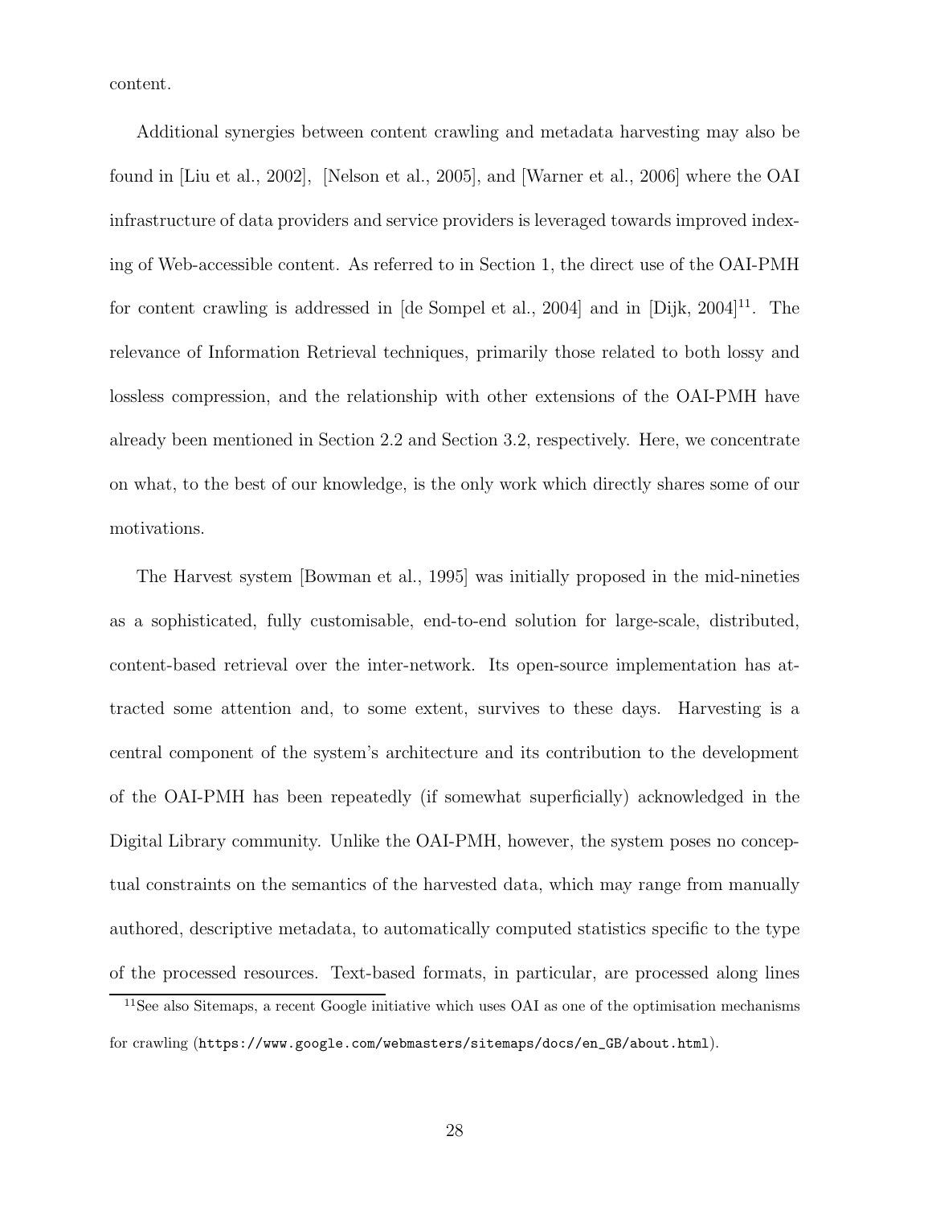content.

Additional synergies between content crawling and metadata harvesting may also be found in [Liu et al., 2002], [Nelson et al., 2005], and [Warner et al., 2006] where the OAI infrastructure of data providers and service providers is leveraged towards improved indexing of Web-accessible content. As referred to in Section 1, the direct use of the OAI-PMH for content crawling is addressed in [de Sompel et al., 2004] and in [Dijk, 2004][11]. The relevance of Information Retrieval techniques, primarily those related to both lossy and lossless compression, and the relationship with other extensions of the OAI-PMH have already been mentioned in Section 2.2 and Section 3.2, respectively. Here, we concentrate on what, to the best of our knowledge, is the only work which directly shares some of our motivations.

The Harvest system [Bowman et al., 1995] was initially proposed in the mid-nineties as a sophisticated, fully customisable, end-to-end solution for large-scale, distributed, content-based retrieval over the inter-network. Its open-source implementation has attracted some attention and, to some extent, survives to these days. Harvesting is a central component of the system's architecture and its contribution to the development of the OAI-PMH has been repeatedly (if somewhat superficially) acknowledged in the Digital Library community. Unlike the OAI-PMH, however, the system poses no conceptual constraints on the semantics of the harvested data, which may range from manually authored, descriptive metadata, to automatically computed statistics specific to the type of the processed resources. Text-based formats, in particular, are processed along lines

[11] See also Sitemaps, a recent Google initiative which uses OAI as one of the optimisation mechanisms for crawling (https://www.google.com/webmasters/sitemaps/docs/en_GB/about.html).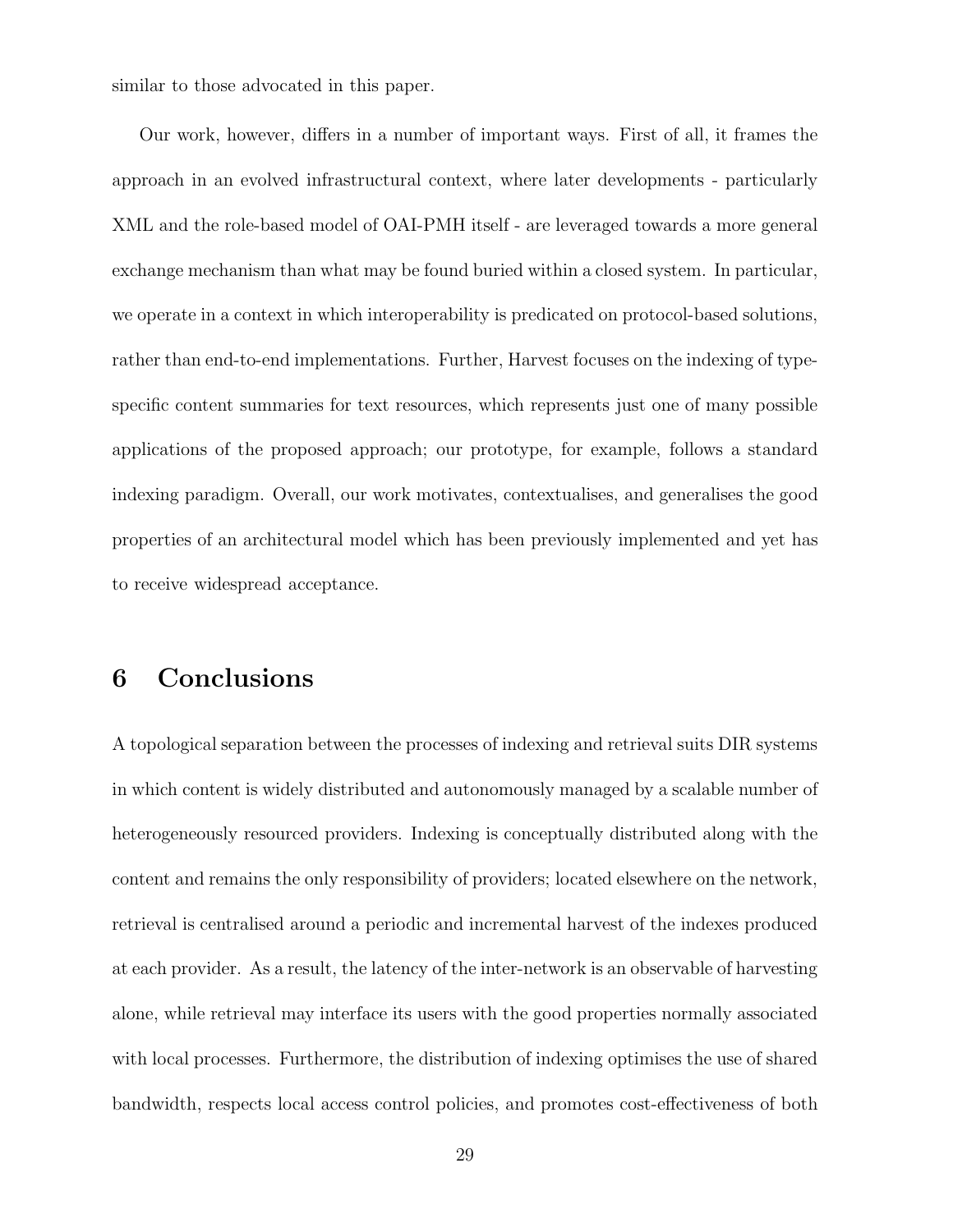similar to those advocated in this paper.

Our work, however, differs in a number of important ways. First of all, it frames the approach in an evolved infrastructural context, where later developments - particularly XML and the role-based model of OAI-PMH itself - are leveraged towards a more general exchange mechanism than what may be found buried within a closed system. In particular, we operate in a context in which interoperability is predicated on protocol-based solutions, rather than end-to-end implementations. Further, Harvest focuses on the indexing of type-specific content summaries for text resources, which represents just one of many possible applications of the proposed approach; our prototype, for example, follows a standard indexing paradigm. Overall, our work motivates, contextualises, and generalises the good properties of an architectural model which has been previously implemented and yet has to receive widespread acceptance.

# 6 Conclusions

A topological separation between the processes of indexing and retrieval suits DIR systems in which content is widely distributed and autonomously managed by a scalable number of heterogeneously resourced providers. Indexing is conceptually distributed along with the content and remains the only responsibility of providers; located elsewhere on the network, retrieval is centralised around a periodic and incremental harvest of the indexes produced at each provider. As a result, the latency of the inter-network is an observable of harvesting alone, while retrieval may interface its users with the good properties normally associated with local processes. Furthermore, the distribution of indexing optimises the use of shared bandwidth, respects local access control policies, and promotes cost-effectiveness of both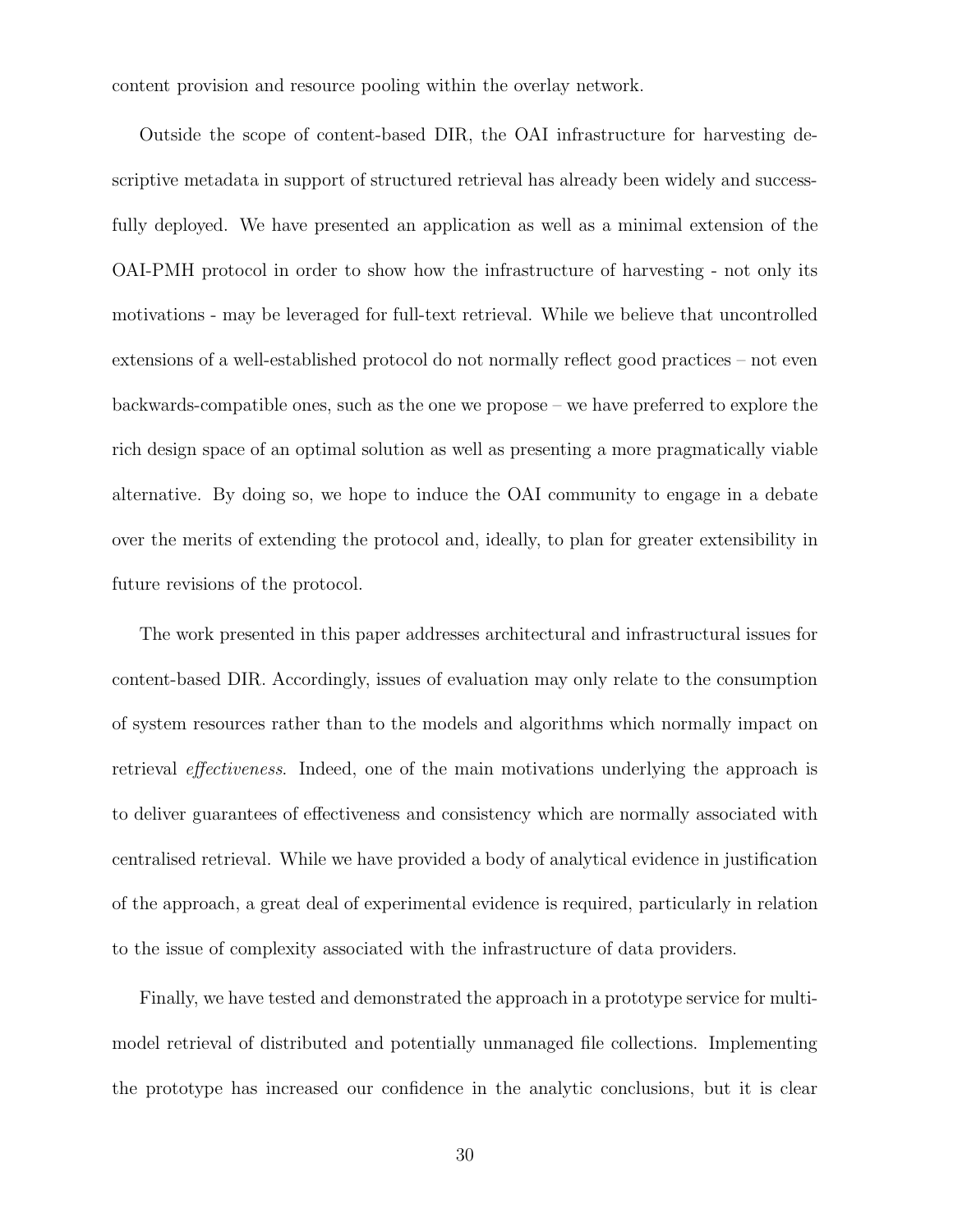content provision and resource pooling within the overlay network.

Outside the scope of content-based DIR, the OAI infrastructure for harvesting descriptive metadata in support of structured retrieval has already been widely and successfully deployed. We have presented an application as well as a minimal extension of the OAI-PMH protocol in order to show how the infrastructure of harvesting - not only its motivations - may be leveraged for full-text retrieval. While we believe that uncontrolled extensions of a well-established protocol do not normally reflect good practices – not even backwards-compatible ones, such as the one we propose – we have preferred to explore the rich design space of an optimal solution as well as presenting a more pragmatically viable alternative. By doing so, we hope to induce the OAI community to engage in a debate over the merits of extending the protocol and, ideally, to plan for greater extensibility in future revisions of the protocol.

The work presented in this paper addresses architectural and infrastructural issues for content-based DIR. Accordingly, issues of evaluation may only relate to the consumption of system resources rather than to the models and algorithms which normally impact on retrieval *effectiveness*. Indeed, one of the main motivations underlying the approach is to deliver guarantees of effectiveness and consistency which are normally associated with centralised retrieval. While we have provided a body of analytical evidence in justification of the approach, a great deal of experimental evidence is required, particularly in relation to the issue of complexity associated with the infrastructure of data providers.

Finally, we have tested and demonstrated the approach in a prototype service for multi-model retrieval of distributed and potentially unmanaged file collections. Implementing the prototype has increased our confidence in the analytic conclusions, but it is clear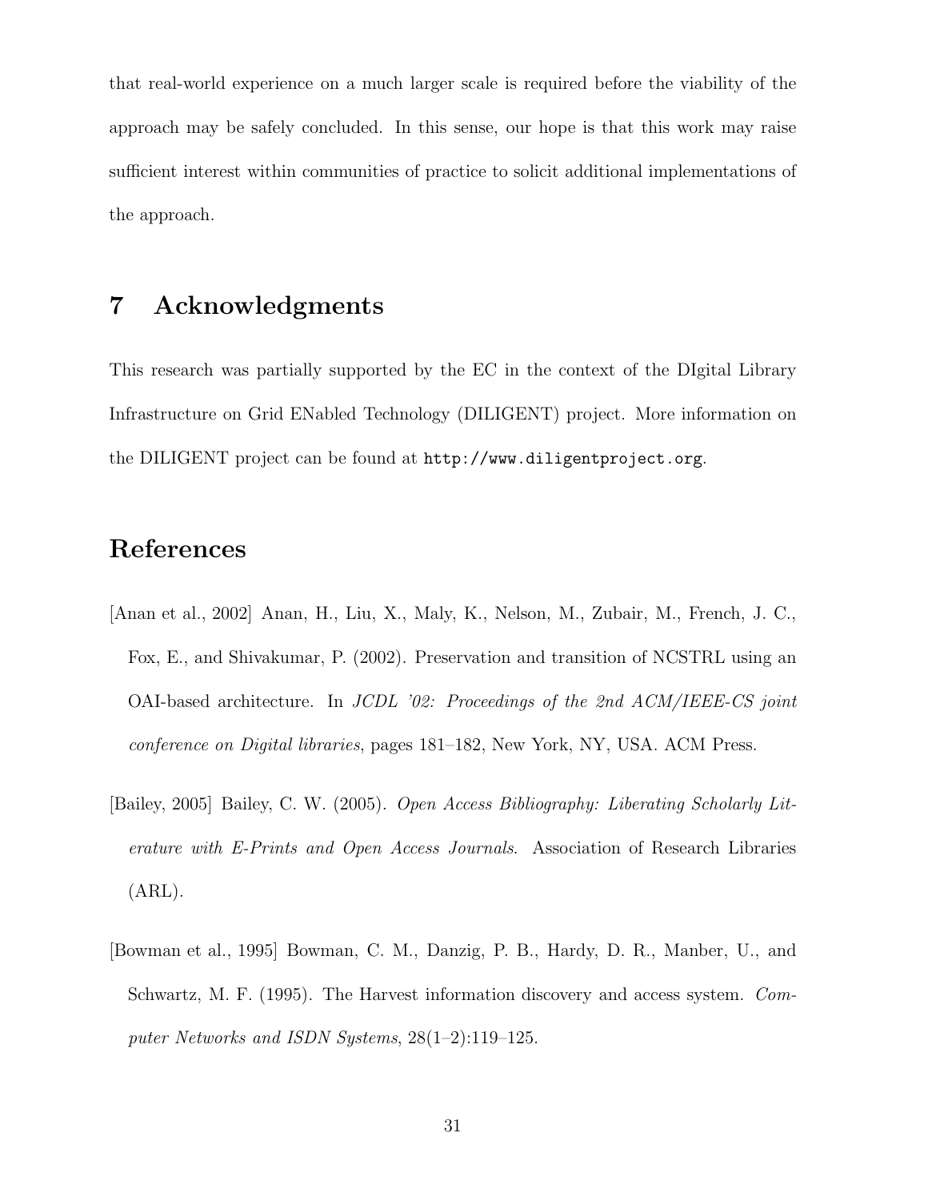that real-world experience on a much larger scale is required before the viability of the approach may be safely concluded. In this sense, our hope is that this work may raise sufficient interest within communities of practice to solicit additional implementations of the approach.

## 7 Acknowledgments

This research was partially supported by the EC in the context of the DIgital Library Infrastructure on Grid ENabled Technology (DILIGENT) project. More information on the DILIGENT project can be found at `http://www.diligentproject.org`.

## References

[Anan et al., 2002] Anan, H., Liu, X., Maly, K., Nelson, M., Zubair, M., French, J. C., Fox, E., and Shivakumar, P. (2002). Preservation and transition of NCSTRL using an OAI-based architecture. In *JCDL '02: Proceedings of the 2nd ACM/IEEE-CS joint conference on Digital libraries*, pages 181–182, New York, NY, USA. ACM Press.

[Bailey, 2005] Bailey, C. W. (2005). *Open Access Bibliography: Liberating Scholarly Literature with E-Prints and Open Access Journals*. Association of Research Libraries (ARL).

[Bowman et al., 1995] Bowman, C. M., Danzig, P. B., Hardy, D. R., Manber, U., and Schwartz, M. F. (1995). The Harvest information discovery and access system. *Computer Networks and ISDN Systems*, 28(1–2):119–125.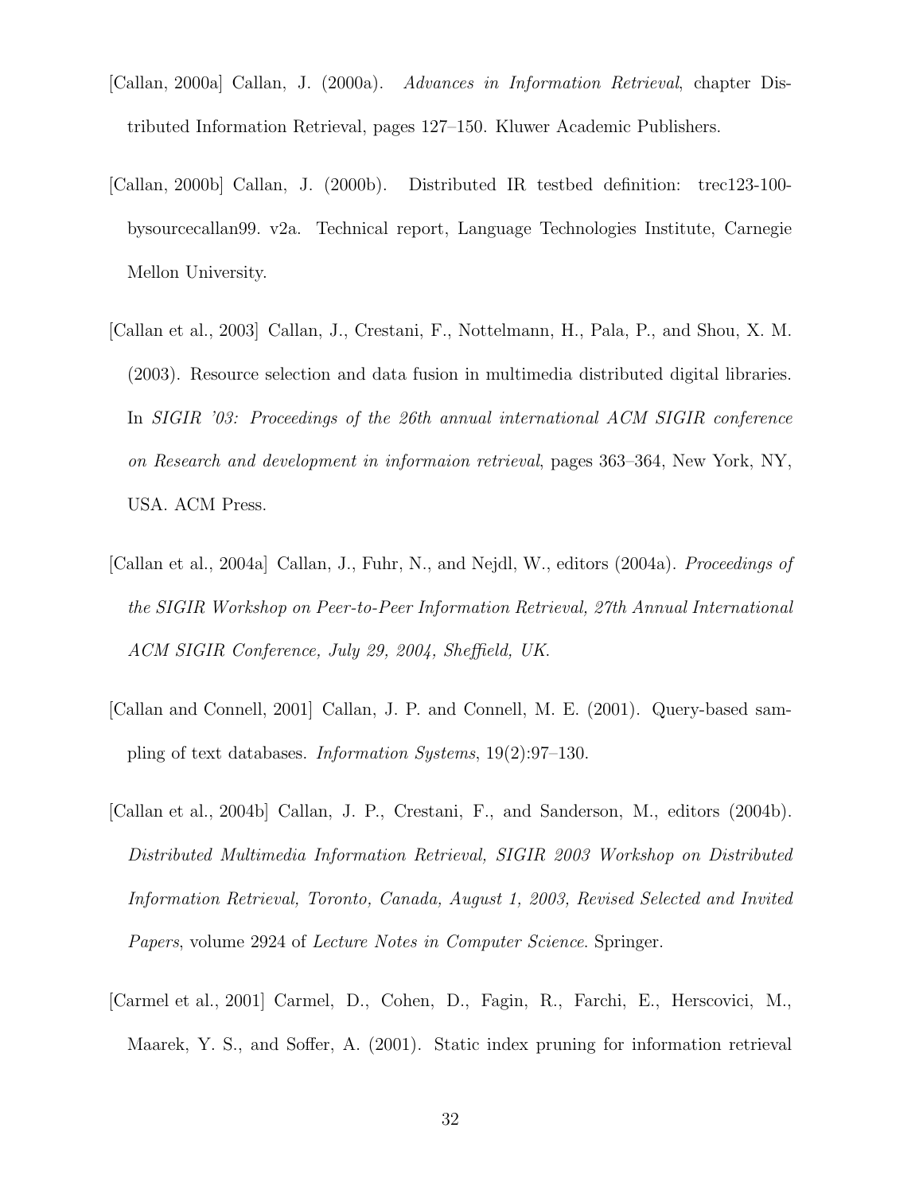[Callan, 2000a] Callan, J. (2000a). *Advances in Information Retrieval*, chapter Distributed Information Retrieval, pages 127–150. Kluwer Academic Publishers.

[Callan, 2000b] Callan, J. (2000b). Distributed IR testbed definition: trec123-100-bysourcecallan99. v2a. Technical report, Language Technologies Institute, Carnegie Mellon University.

[Callan et al., 2003] Callan, J., Crestani, F., Nottelmann, H., Pala, P., and Shou, X. M. (2003). Resource selection and data fusion in multimedia distributed digital libraries. In *SIGIR '03: Proceedings of the 26th annual international ACM SIGIR conference on Research and development in informaion retrieval*, pages 363–364, New York, NY, USA. ACM Press.

[Callan et al., 2004a] Callan, J., Fuhr, N., and Nejdl, W., editors (2004a). *Proceedings of the SIGIR Workshop on Peer-to-Peer Information Retrieval, 27th Annual International ACM SIGIR Conference, July 29, 2004, Sheffield, UK.*

[Callan and Connell, 2001] Callan, J. P. and Connell, M. E. (2001). Query-based sampling of text databases. *Information Systems*, 19(2):97–130.

[Callan et al., 2004b] Callan, J. P., Crestani, F., and Sanderson, M., editors (2004b). *Distributed Multimedia Information Retrieval, SIGIR 2003 Workshop on Distributed Information Retrieval, Toronto, Canada, August 1, 2003, Revised Selected and Invited Papers*, volume 2924 of *Lecture Notes in Computer Science*. Springer.

[Carmel et al., 2001] Carmel, D., Cohen, D., Fagin, R., Farchi, E., Herscovici, M., Maarek, Y. S., and Soffer, A. (2001). Static index pruning for information retrieval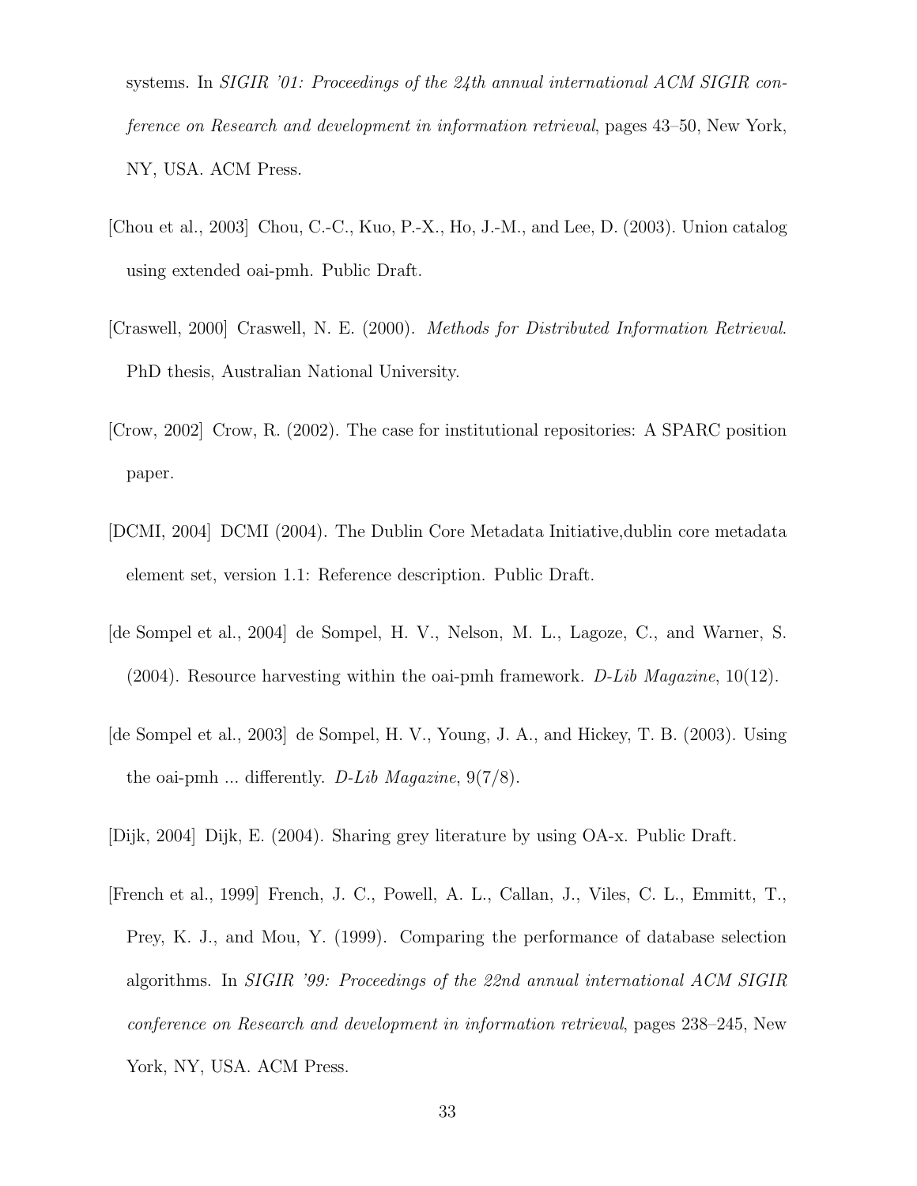systems. In *SIGIR '01: Proceedings of the 24th annual international ACM SIGIR conference on Research and development in information retrieval*, pages 43–50, New York, NY, USA. ACM Press.

[Chou et al., 2003] Chou, C.-C., Kuo, P.-X., Ho, J.-M., and Lee, D. (2003). Union catalog using extended oai-pmh. Public Draft.

[Craswell, 2000] Craswell, N. E. (2000). *Methods for Distributed Information Retrieval*. PhD thesis, Australian National University.

[Crow, 2002] Crow, R. (2002). The case for institutional repositories: A SPARC position paper.

[DCMI, 2004] DCMI (2004). The Dublin Core Metadata Initiative,dublin core metadata element set, version 1.1: Reference description. Public Draft.

[de Sompel et al., 2004] de Sompel, H. V., Nelson, M. L., Lagoze, C., and Warner, S. (2004). Resource harvesting within the oai-pmh framework. *D-Lib Magazine*, 10(12).

[de Sompel et al., 2003] de Sompel, H. V., Young, J. A., and Hickey, T. B. (2003). Using the oai-pmh ... differently. *D-Lib Magazine*, 9(7/8).

[Dijk, 2004] Dijk, E. (2004). Sharing grey literature by using OA-x. Public Draft.

[French et al., 1999] French, J. C., Powell, A. L., Callan, J., Viles, C. L., Emmitt, T., Prey, K. J., and Mou, Y. (1999). Comparing the performance of database selection algorithms. In *SIGIR '99: Proceedings of the 22nd annual international ACM SIGIR conference on Research and development in information retrieval*, pages 238–245, New York, NY, USA. ACM Press.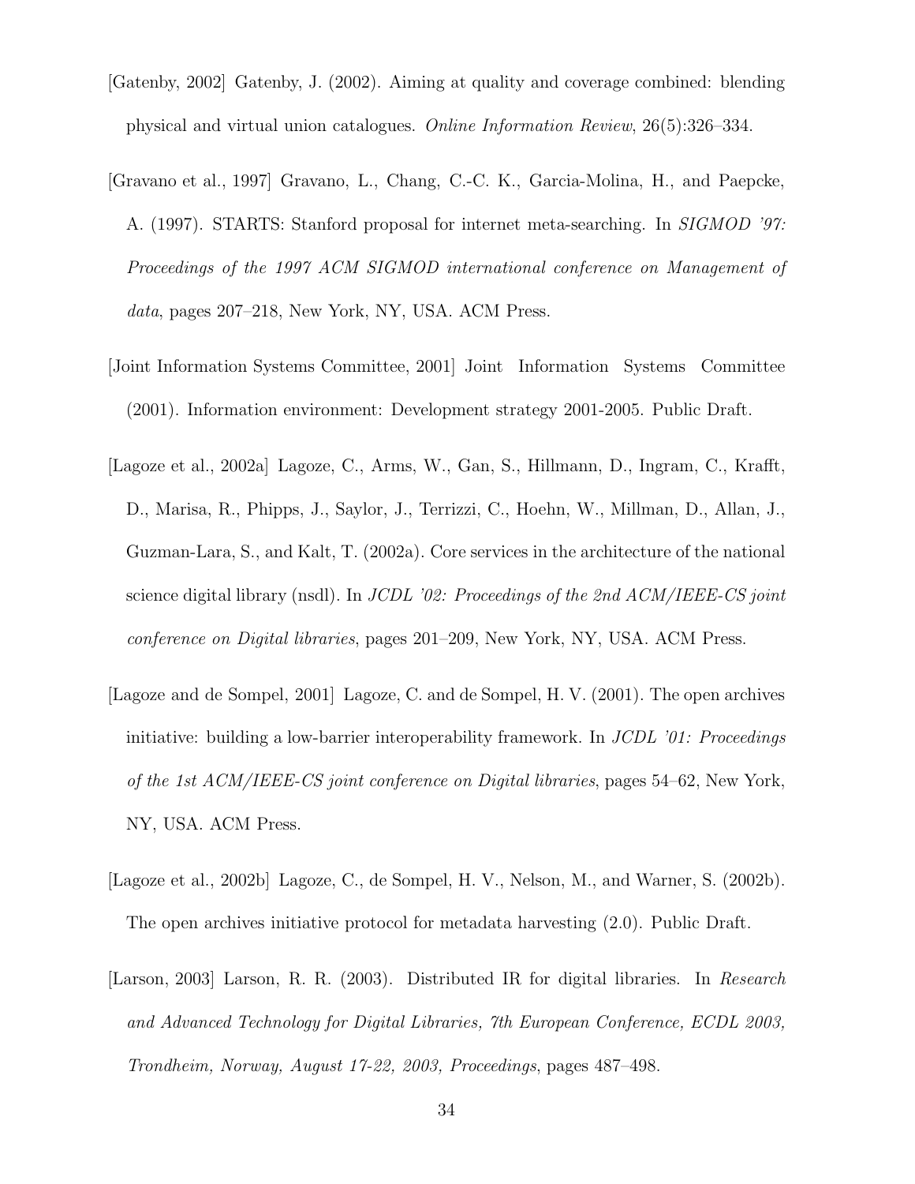[Gatenby, 2002] Gatenby, J. (2002). Aiming at quality and coverage combined: blending physical and virtual union catalogues. *Online Information Review*, 26(5):326–334.

[Gravano et al., 1997] Gravano, L., Chang, C.-C. K., Garcia-Molina, H., and Paepcke, A. (1997). STARTS: Stanford proposal for internet meta-searching. In *SIGMOD '97: Proceedings of the 1997 ACM SIGMOD international conference on Management of data*, pages 207–218, New York, NY, USA. ACM Press.

[Joint Information Systems Committee, 2001] Joint Information Systems Committee (2001). Information environment: Development strategy 2001-2005. Public Draft.

[Lagoze et al., 2002a] Lagoze, C., Arms, W., Gan, S., Hillmann, D., Ingram, C., Krafft, D., Marisa, R., Phipps, J., Saylor, J., Terrizzi, C., Hoehn, W., Millman, D., Allan, J., Guzman-Lara, S., and Kalt, T. (2002a). Core services in the architecture of the national science digital library (nsdl). In *JCDL '02: Proceedings of the 2nd ACM/IEEE-CS joint conference on Digital libraries*, pages 201–209, New York, NY, USA. ACM Press.

[Lagoze and de Sompel, 2001] Lagoze, C. and de Sompel, H. V. (2001). The open archives initiative: building a low-barrier interoperability framework. In *JCDL '01: Proceedings of the 1st ACM/IEEE-CS joint conference on Digital libraries*, pages 54–62, New York, NY, USA. ACM Press.

[Lagoze et al., 2002b] Lagoze, C., de Sompel, H. V., Nelson, M., and Warner, S. (2002b). The open archives initiative protocol for metadata harvesting (2.0). Public Draft.

[Larson, 2003] Larson, R. R. (2003). Distributed IR for digital libraries. In *Research and Advanced Technology for Digital Libraries, 7th European Conference, ECDL 2003, Trondheim, Norway, August 17-22, 2003, Proceedings*, pages 487–498.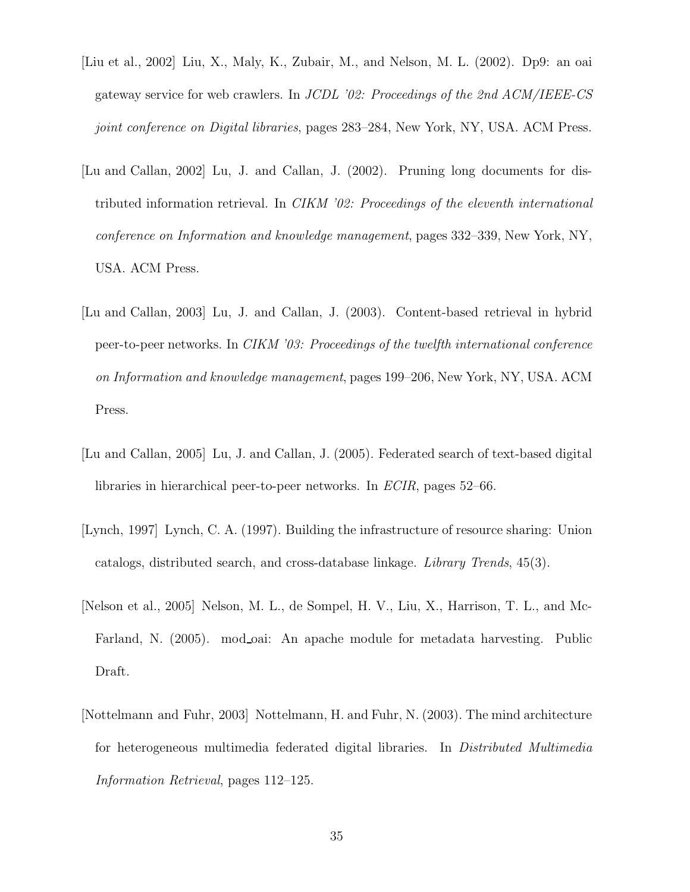[Liu et al., 2002] Liu, X., Maly, K., Zubair, M., and Nelson, M. L. (2002). Dp9: an oai gateway service for web crawlers. In *JCDL '02: Proceedings of the 2nd ACM/IEEE-CS joint conference on Digital libraries*, pages 283–284, New York, NY, USA. ACM Press.

[Lu and Callan, 2002] Lu, J. and Callan, J. (2002). Pruning long documents for distributed information retrieval. In *CIKM '02: Proceedings of the eleventh international conference on Information and knowledge management*, pages 332–339, New York, NY, USA. ACM Press.

[Lu and Callan, 2003] Lu, J. and Callan, J. (2003). Content-based retrieval in hybrid peer-to-peer networks. In *CIKM '03: Proceedings of the twelfth international conference on Information and knowledge management*, pages 199–206, New York, NY, USA. ACM Press.

[Lu and Callan, 2005] Lu, J. and Callan, J. (2005). Federated search of text-based digital libraries in hierarchical peer-to-peer networks. In *ECIR*, pages 52–66.

[Lynch, 1997] Lynch, C. A. (1997). Building the infrastructure of resource sharing: Union catalogs, distributed search, and cross-database linkage. *Library Trends*, 45(3).

[Nelson et al., 2005] Nelson, M. L., de Sompel, H. V., Liu, X., Harrison, T. L., and McFarland, N. (2005). mod_oai: An apache module for metadata harvesting. Public Draft.

[Nottelmann and Fuhr, 2003] Nottelmann, H. and Fuhr, N. (2003). The mind architecture for heterogeneous multimedia federated digital libraries. In *Distributed Multimedia Information Retrieval*, pages 112–125.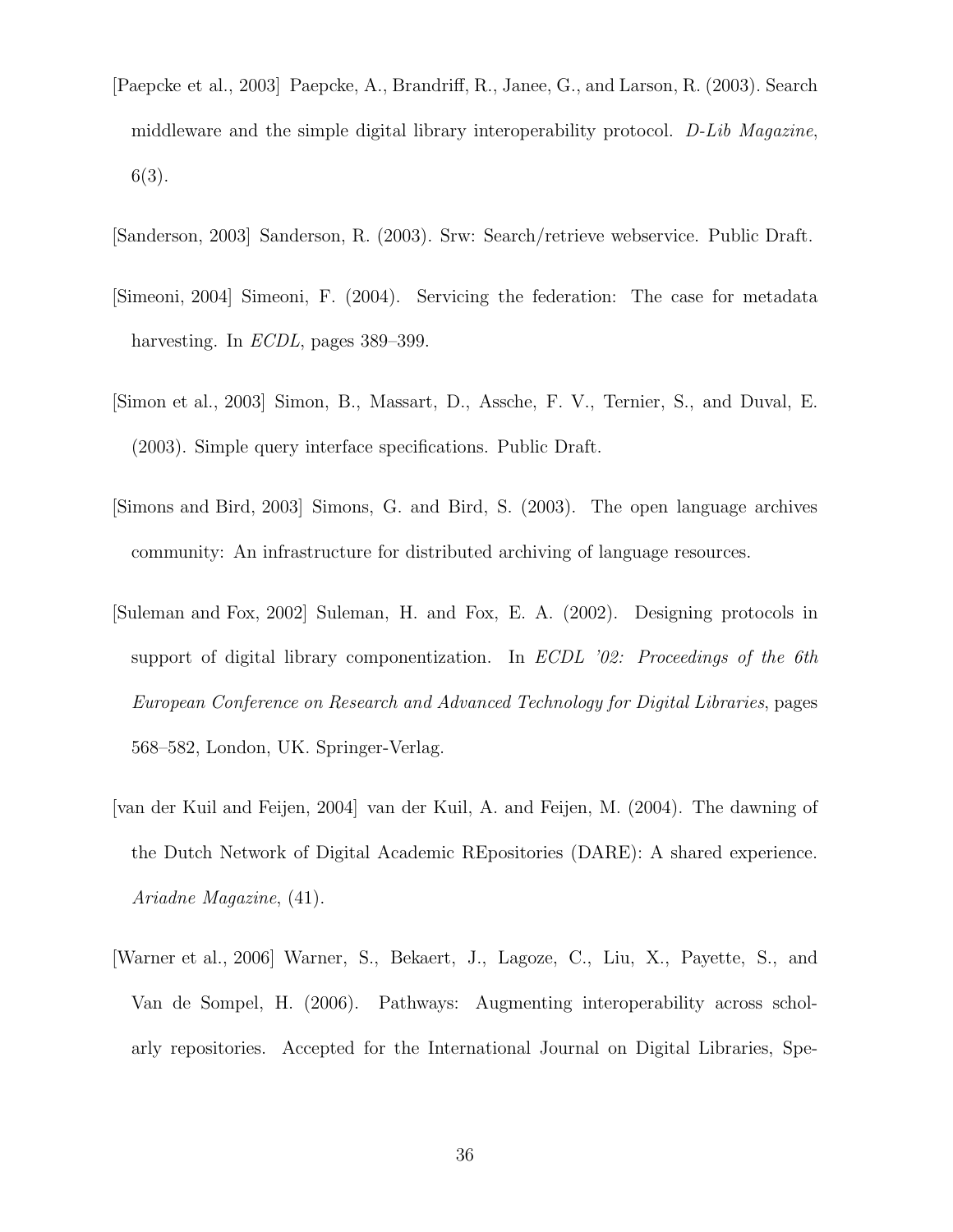[Paepcke et al., 2003] Paepcke, A., Brandriff, R., Janee, G., and Larson, R. (2003). Search middleware and the simple digital library interoperability protocol. *D-Lib Magazine*, 6(3).

[Sanderson, 2003] Sanderson, R. (2003). Srw: Search/retrieve webservice. Public Draft.

[Simeoni, 2004] Simeoni, F. (2004). Servicing the federation: The case for metadata harvesting. In *ECDL*, pages 389–399.

[Simon et al., 2003] Simon, B., Massart, D., Assche, F. V., Ternier, S., and Duval, E. (2003). Simple query interface specifications. Public Draft.

[Simons and Bird, 2003] Simons, G. and Bird, S. (2003). The open language archives community: An infrastructure for distributed archiving of language resources.

[Suleman and Fox, 2002] Suleman, H. and Fox, E. A. (2002). Designing protocols in support of digital library componentization. In *ECDL '02: Proceedings of the 6th European Conference on Research and Advanced Technology for Digital Libraries*, pages 568–582, London, UK. Springer-Verlag.

[van der Kuil and Feijen, 2004] van der Kuil, A. and Feijen, M. (2004). The dawning of the Dutch Network of Digital Academic REpositories (DARE): A shared experience. *Ariadne Magazine*, (41).

[Warner et al., 2006] Warner, S., Bekaert, J., Lagoze, C., Liu, X., Payette, S., and Van de Sompel, H. (2006). Pathways: Augmenting interoperability across scholarly repositories. Accepted for the International Journal on Digital Libraries, Spe-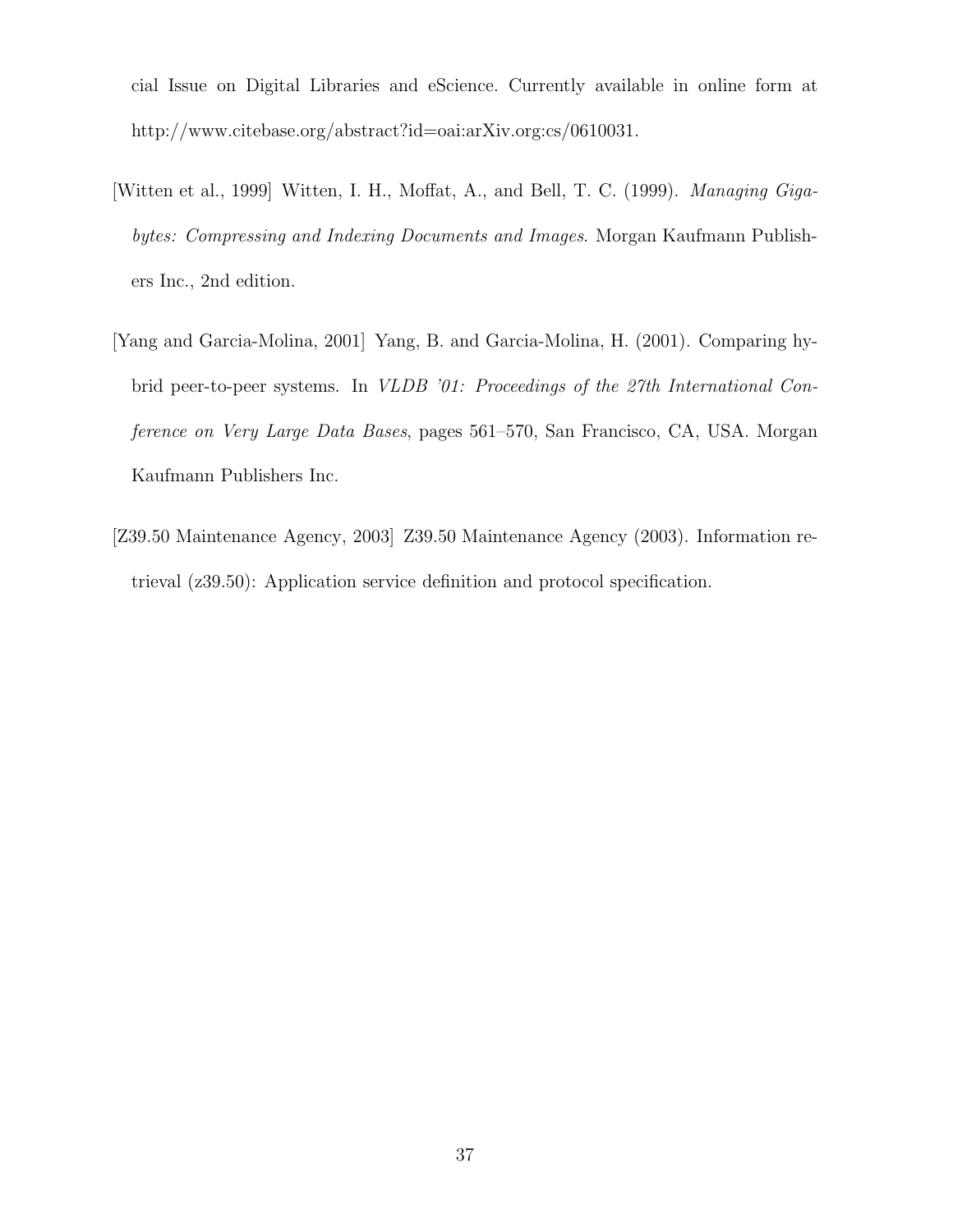cial Issue on Digital Libraries and eScience. Currently available in online form at http://www.citebase.org/abstract?id=oai:arXiv.org:cs/0610031.

[Witten et al., 1999] Witten, I. H., Moffat, A., and Bell, T. C. (1999). *Managing Gigabytes: Compressing and Indexing Documents and Images*. Morgan Kaufmann Publishers Inc., 2nd edition.

[Yang and Garcia-Molina, 2001] Yang, B. and Garcia-Molina, H. (2001). Comparing hybrid peer-to-peer systems. In *VLDB '01: Proceedings of the 27th International Conference on Very Large Data Bases*, pages 561–570, San Francisco, CA, USA. Morgan Kaufmann Publishers Inc.

[Z39.50 Maintenance Agency, 2003] Z39.50 Maintenance Agency (2003). Information retrieval (z39.50): Application service definition and protocol specification.